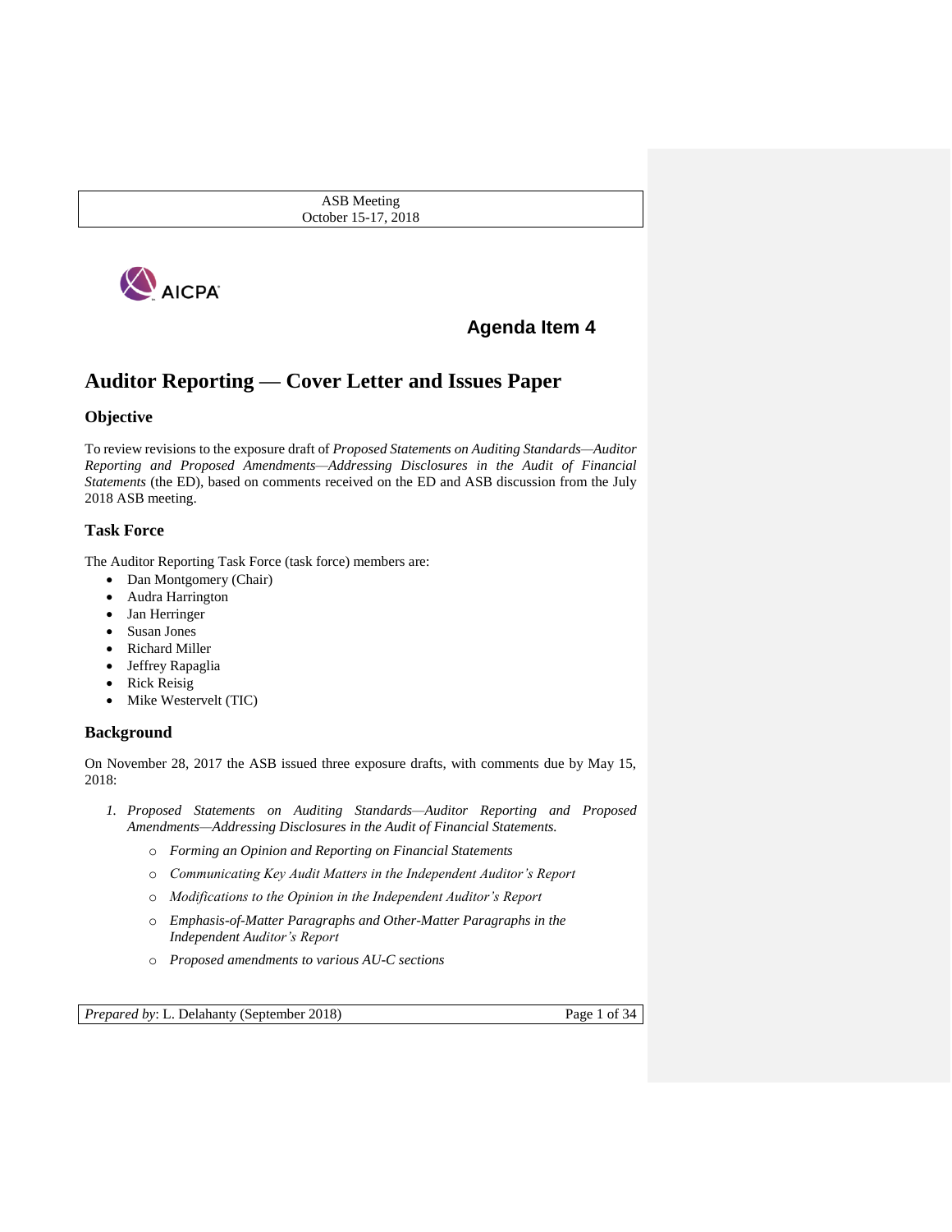ASB Meeting
October 15-17, 2018

AICPA

**Agenda Item 4**

# Auditor Reporting — Cover Letter and Issues Paper

## Objective

To review revisions to the exposure draft of *Proposed Statements on Auditing Standards—Auditor Reporting and Proposed Amendments—Addressing Disclosures in the Audit of Financial Statements* (the ED), based on comments received on the ED and ASB discussion from the July 2018 ASB meeting.

## Task Force

The Auditor Reporting Task Force (task force) members are:

- Dan Montgomery (Chair)
- Audra Harrington
- Jan Herringer
- Susan Jones
- Richard Miller
- Jeffrey Rapaglia
- Rick Reisig
- Mike Westervelt (TIC)

## Background

On November 28, 2017 the ASB issued three exposure drafts, with comments due by May 15, 2018:

1. *Proposed Statements on Auditing Standards—Auditor Reporting and Proposed Amendments—Addressing Disclosures in the Audit of Financial Statements.*
   - *Forming an Opinion and Reporting on Financial Statements*
   - *Communicating Key Audit Matters in the Independent Auditor's Report*
   - *Modifications to the Opinion in the Independent Auditor's Report*
   - *Emphasis-of-Matter Paragraphs and Other-Matter Paragraphs in the Independent Auditor's Report*
   - *Proposed amendments to various AU-C sections*

*Prepared by*: L. Delahanty (September 2018)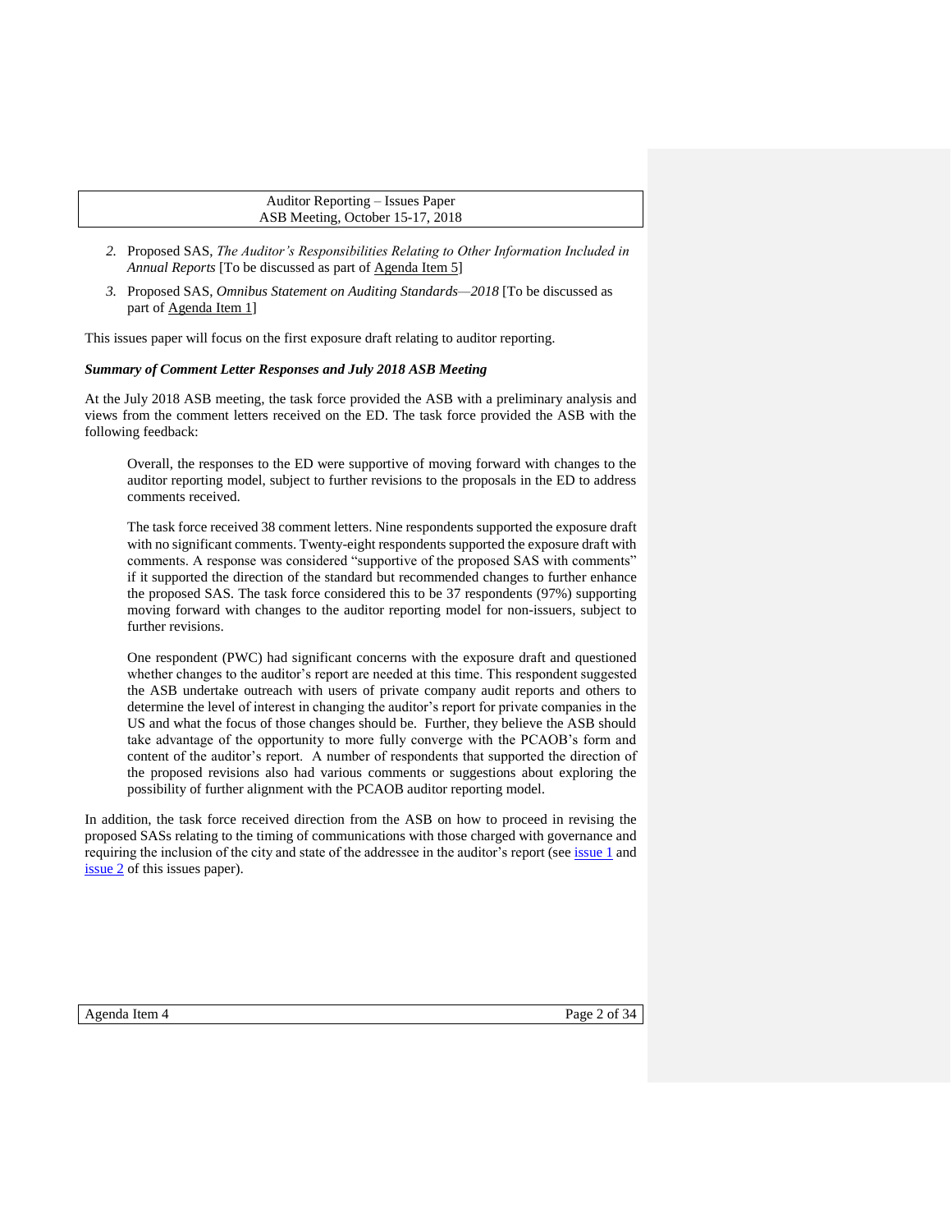2. Proposed SAS, *The Auditor's Responsibilities Relating to Other Information Included in Annual Reports* [To be discussed as part of Agenda Item 5]
3. Proposed SAS, *Omnibus Statement on Auditing Standards—2018* [To be discussed as part of Agenda Item 1]

This issues paper will focus on the first exposure draft relating to auditor reporting.

***Summary of Comment Letter Responses and July 2018 ASB Meeting***

At the July 2018 ASB meeting, the task force provided the ASB with a preliminary analysis and views from the comment letters received on the ED. The task force provided the ASB with the following feedback:

> Overall, the responses to the ED were supportive of moving forward with changes to the auditor reporting model, subject to further revisions to the proposals in the ED to address comments received.
>
> The task force received 38 comment letters. Nine respondents supported the exposure draft with no significant comments. Twenty-eight respondents supported the exposure draft with comments. A response was considered "supportive of the proposed SAS with comments" if it supported the direction of the standard but recommended changes to further enhance the proposed SAS. The task force considered this to be 37 respondents (97%) supporting moving forward with changes to the auditor reporting model for non-issuers, subject to further revisions.
>
> One respondent (PWC) had significant concerns with the exposure draft and questioned whether changes to the auditor's report are needed at this time. This respondent suggested the ASB undertake outreach with users of private company audit reports and others to determine the level of interest in changing the auditor's report for private companies in the US and what the focus of those changes should be. Further, they believe the ASB should take advantage of the opportunity to more fully converge with the PCAOB's form and content of the auditor's report. A number of respondents that supported the direction of the proposed revisions also had various comments or suggestions about exploring the possibility of further alignment with the PCAOB auditor reporting model.

In addition, the task force received direction from the ASB on how to proceed in revising the proposed SASs relating to the timing of communications with those charged with governance and requiring the inclusion of the city and state of the addressee in the auditor's report (see issue 1 and issue 2 of this issues paper).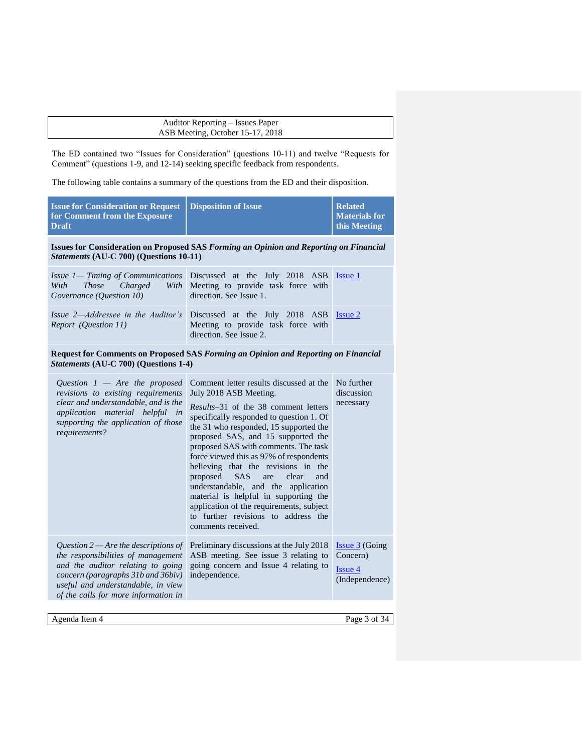The ED contained two "Issues for Consideration" (questions 10-11) and twelve "Requests for Comment" (questions 1-9, and 12-14) seeking specific feedback from respondents.

The following table contains a summary of the questions from the ED and their disposition.

| Issue for Consideration or Request for Comment from the Exposure Draft | Disposition of Issue | Related Materials for this Meeting |
|---|---|---|
| **Issues for Consideration on Proposed SAS *Forming an Opinion and Reporting on Financial Statements* (AU-C 700) (Questions 10-11)** | | |
| *Issue 1— Timing of Communications With Those Charged With Governance (Question 10)* | Discussed at the July 2018 ASB Meeting to provide task force with direction. See Issue 1. | Issue 1 |
| *Issue 2—Addressee in the Auditor's Report (Question 11)* | Discussed at the July 2018 ASB Meeting to provide task force with direction. See Issue 2. | Issue 2 |
| **Request for Comments on Proposed SAS *Forming an Opinion and Reporting on Financial Statements* (AU-C 700) (Questions 1-4)** | | |
| *Question 1 — Are the proposed revisions to existing requirements clear and understandable, and is the application material helpful in supporting the application of those requirements?* | Comment letter results discussed at the July 2018 ASB Meeting. *Results*–31 of the 38 comment letters specifically responded to question 1. Of the 31 who responded, 15 supported the proposed SAS, and 15 supported the proposed SAS with comments. The task force viewed this as 97% of respondents believing that the revisions in the proposed SAS are clear and understandable, and the application material is helpful in supporting the application of the requirements, subject to further revisions to address the comments received. | No further discussion necessary |
| *Question 2 — Are the descriptions of the responsibilities of management and the auditor relating to going concern (paragraphs 31b and 36biv) useful and understandable, in view of the calls for more information in* | Preliminary discussions at the July 2018 ASB meeting. See issue 3 relating to going concern and Issue 4 relating to independence. | Issue 3 (Going Concern) Issue 4 (Independence) |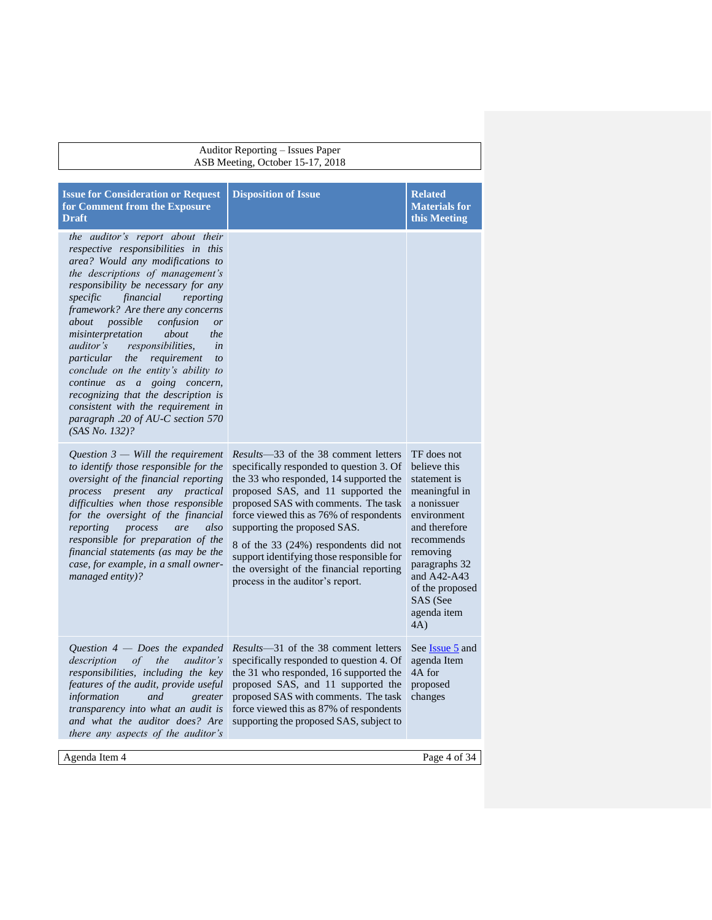| Issue for Consideration or Request for Comment from the Exposure Draft | Disposition of Issue | Related Materials for this Meeting |
|---|---|---|
| *the auditor's report about their respective responsibilities in this area? Would any modifications to the descriptions of management's responsibility be necessary for any specific financial reporting framework? Are there any concerns about possible confusion or misinterpretation about the auditor's responsibilities, in particular the requirement to conclude on the entity's ability to continue as a going concern, recognizing that the description is consistent with the requirement in paragraph .20 of AU-C section 570 (SAS No. 132)?* | | |
| *Question 3 — Will the requirement to identify those responsible for the oversight of the financial reporting process present any practical difficulties when those responsible for the oversight of the financial reporting process are also responsible for preparation of the financial statements (as may be the case, for example, in a small owner-managed entity)?* | *Results*—33 of the 38 comment letters specifically responded to question 3. Of the 33 who responded, 14 supported the proposed SAS, and 11 supported the proposed SAS with comments. The task force viewed this as 76% of respondents supporting the proposed SAS.<br><br>8 of the 33 (24%) respondents did not support identifying those responsible for the oversight of the financial reporting process in the auditor's report. | TF does not believe this statement is meaningful in a nonissuer environment and therefore recommends removing paragraphs 32 and A42-A43 of the proposed SAS (See agenda item 4A) |
| *Question 4 — Does the expanded description of the auditor's responsibilities, including the key features of the audit, provide useful information and greater transparency into what an audit is and what the auditor does? Are there any aspects of the auditor's* | *Results*—31 of the 38 comment letters specifically responded to question 4. Of the 31 who responded, 16 supported the proposed SAS, and 11 supported the proposed SAS with comments. The task force viewed this as 87% of respondents supporting the proposed SAS, subject to | See Issue 5 and agenda Item 4A for proposed changes |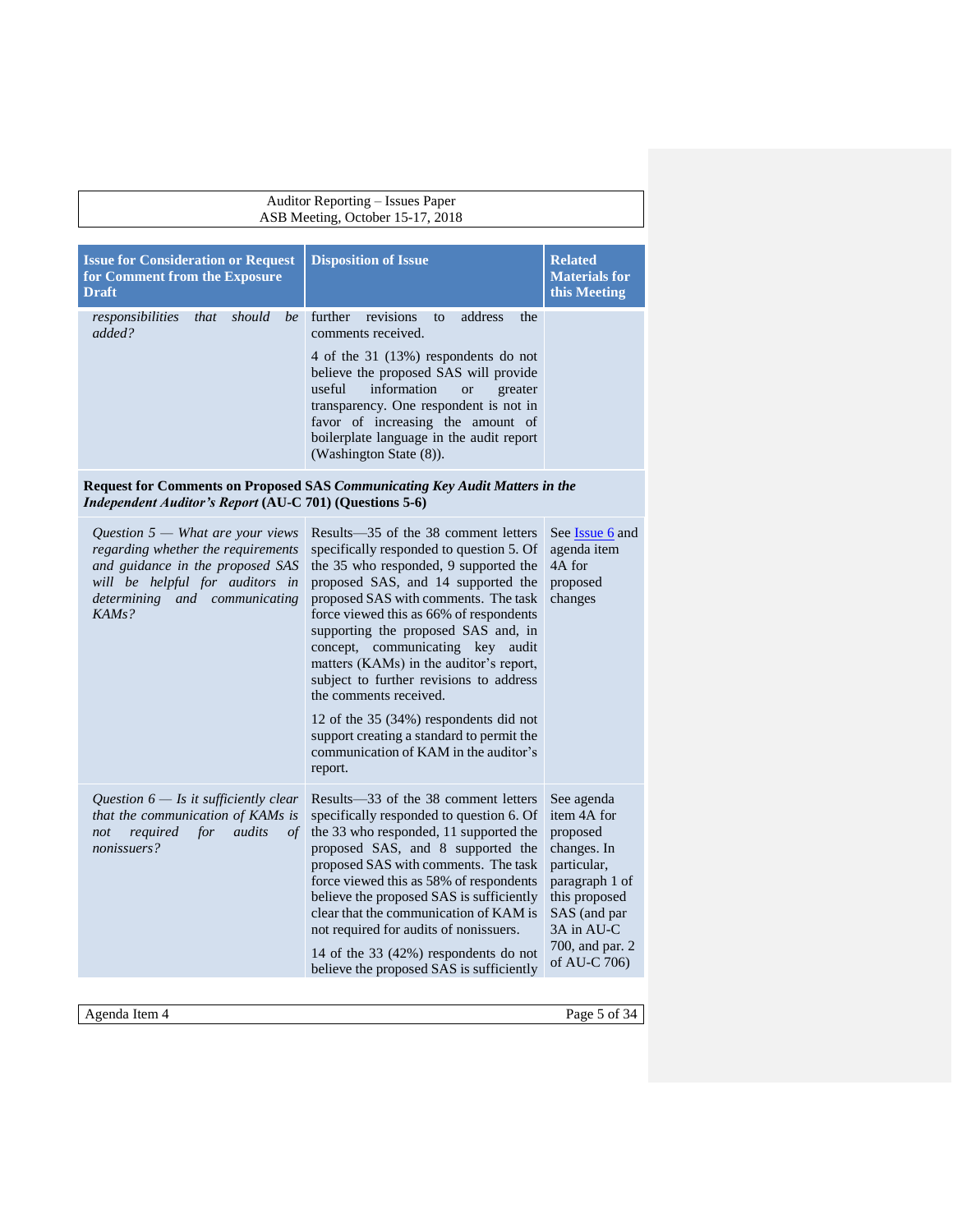| Issue for Consideration or Request for Comment from the Exposure Draft | Disposition of Issue | Related Materials for this Meeting |
|---|---|---|
| *responsibilities that should be added?* | further revisions to address the comments received.<br><br>4 of the 31 (13%) respondents do not believe the proposed SAS will provide useful information or greater transparency. One respondent is not in favor of increasing the amount of boilerplate language in the audit report (Washington State (8)). | |
| **Request for Comments on Proposed SAS *Communicating Key Audit Matters in the Independent Auditor's Report* (AU-C 701) (Questions 5-6)** | | |
| *Question 5 — What are your views regarding whether the requirements and guidance in the proposed SAS will be helpful for auditors in determining and communicating KAMs?* | Results—35 of the 38 comment letters specifically responded to question 5. Of the 35 who responded, 9 supported the proposed SAS, and 14 supported the proposed SAS with comments. The task force viewed this as 66% of respondents supporting the proposed SAS and, in concept, communicating key audit matters (KAMs) in the auditor's report, subject to further revisions to address the comments received.<br><br>12 of the 35 (34%) respondents did not support creating a standard to permit the communication of KAM in the auditor's report. | See Issue 6 and agenda item 4A for proposed changes |
| *Question 6 — Is it sufficiently clear that the communication of KAMs is not required for audits of nonissuers?* | Results—33 of the 38 comment letters specifically responded to question 6. Of the 33 who responded, 11 supported the proposed SAS, and 8 supported the proposed SAS with comments. The task force viewed this as 58% of respondents believe the proposed SAS is sufficiently clear that the communication of KAM is not required for audits of nonissuers.<br><br>14 of the 33 (42%) respondents do not believe the proposed SAS is sufficiently | See agenda item 4A for proposed changes. In particular, paragraph 1 of this proposed SAS (and par 3A in AU-C 700, and par. 2 of AU-C 706) |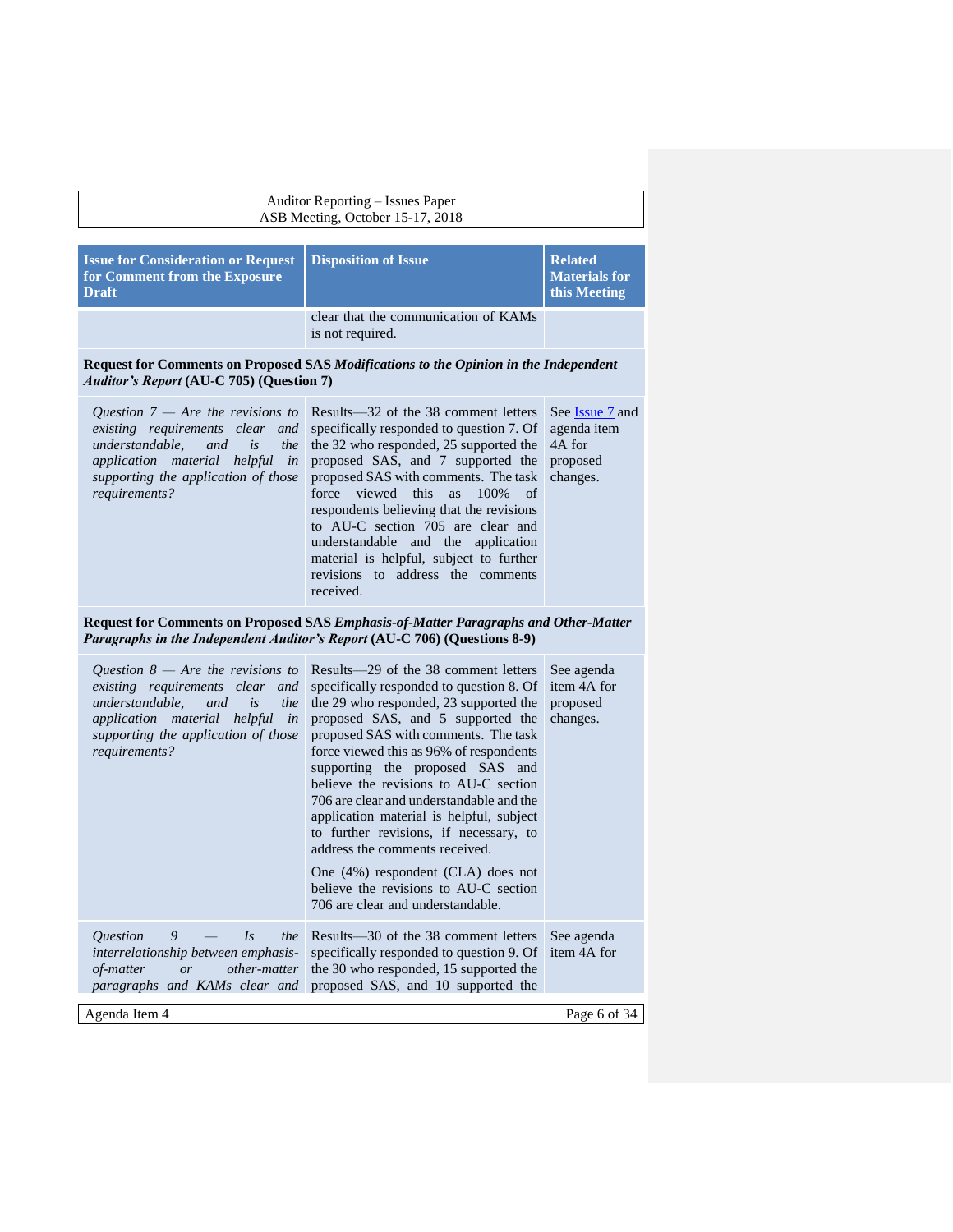| Issue for Consideration or Request for Comment from the Exposure Draft | Disposition of Issue | Related Materials for this Meeting |
|---|---|---|
| | clear that the communication of KAMs is not required. | |
| **Request for Comments on Proposed SAS *Modifications to the Opinion in the Independent Auditor's Report* (AU-C 705) (Question 7)** | | |
| *Question 7 — Are the revisions to existing requirements clear and understandable, and is the application material helpful in supporting the application of those requirements?* | Results—32 of the 38 comment letters specifically responded to question 7. Of the 32 who responded, 25 supported the proposed SAS, and 7 supported the proposed SAS with comments. The task force viewed this as 100% of respondents believing that the revisions to AU-C section 705 are clear and understandable and the application material is helpful, subject to further revisions to address the comments received. | See Issue 7 and agenda item 4A for proposed changes. |
| **Request for Comments on Proposed SAS *Emphasis-of-Matter Paragraphs and Other-Matter Paragraphs in the Independent Auditor's Report* (AU-C 706) (Questions 8-9)** | | |
| *Question 8 — Are the revisions to existing requirements clear and understandable, and is the application material helpful in supporting the application of those requirements?* | Results—29 of the 38 comment letters specifically responded to question 8. Of the 29 who responded, 23 supported the proposed SAS, and 5 supported the proposed SAS with comments. The task force viewed this as 96% of respondents supporting the proposed SAS and believe the revisions to AU-C section 706 are clear and understandable and the application material is helpful, subject to further revisions, if necessary, to address the comments received.<br><br>One (4%) respondent (CLA) does not believe the revisions to AU-C section 706 are clear and understandable. | See agenda item 4A for proposed changes. |
| *Question 9 — Is the interrelationship between emphasis-of-matter or other-matter paragraphs and KAMs clear and* | Results—30 of the 38 comment letters specifically responded to question 9. Of the 30 who responded, 15 supported the proposed SAS, and 10 supported the | See agenda item 4A for |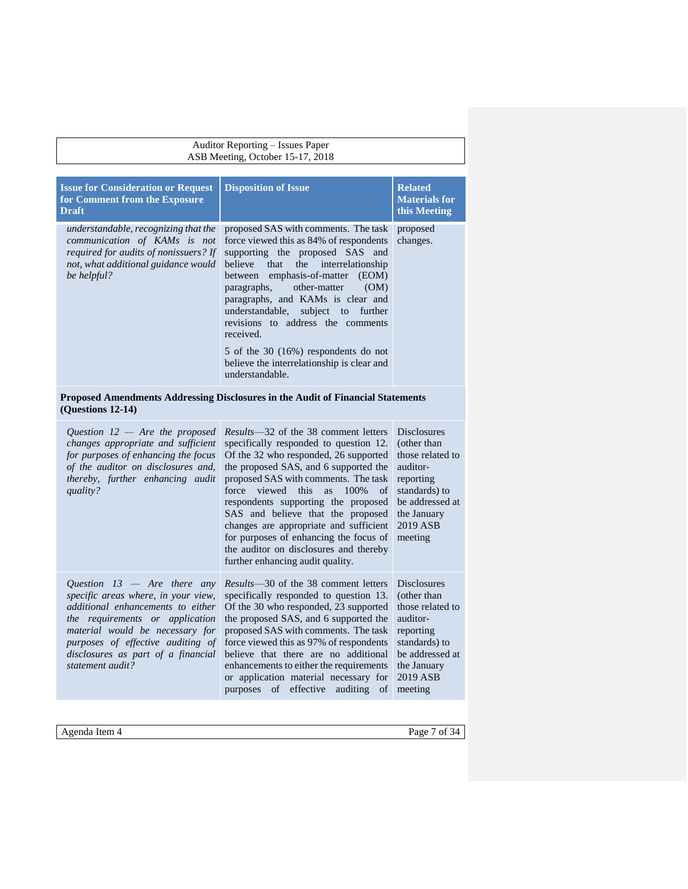| Issue for Consideration or Request for Comment from the Exposure Draft | Disposition of Issue | Related Materials for this Meeting |
|---|---|---|
| *understandable, recognizing that the communication of KAMs is not required for audits of nonissuers? If not, what additional guidance would be helpful?* | proposed SAS with comments. The task force viewed this as 84% of respondents supporting the proposed SAS and believe that the interrelationship between emphasis-of-matter (EOM) paragraphs, other-matter (OM) paragraphs, and KAMs is clear and understandable, subject to further revisions to address the comments received.<br><br>5 of the 30 (16%) respondents do not believe the interrelationship is clear and understandable. | proposed changes. |
| **Proposed Amendments Addressing Disclosures in the Audit of Financial Statements (Questions 12-14)** | | |
| *Question 12 — Are the proposed changes appropriate and sufficient for purposes of enhancing the focus of the auditor on disclosures and, thereby, further enhancing audit quality?* | *Results*—32 of the 38 comment letters specifically responded to question 12. Of the 32 who responded, 26 supported the proposed SAS, and 6 supported the proposed SAS with comments. The task force viewed this as 100% of respondents supporting the proposed SAS and believe that the proposed changes are appropriate and sufficient for purposes of enhancing the focus of the auditor on disclosures and thereby further enhancing audit quality. | Disclosures (other than those related to auditor-reporting standards) to be addressed at the January 2019 ASB meeting |
| *Question 13 — Are there any specific areas where, in your view, additional enhancements to either the requirements or application material would be necessary for purposes of effective auditing of disclosures as part of a financial statement audit?* | *Results*—30 of the 38 comment letters specifically responded to question 13. Of the 30 who responded, 23 supported the proposed SAS, and 6 supported the proposed SAS with comments. The task force viewed this as 97% of respondents believe that there are no additional enhancements to either the requirements or application material necessary for purposes of effective auditing of | Disclosures (other than those related to auditor-reporting standards) to be addressed at the January 2019 ASB meeting |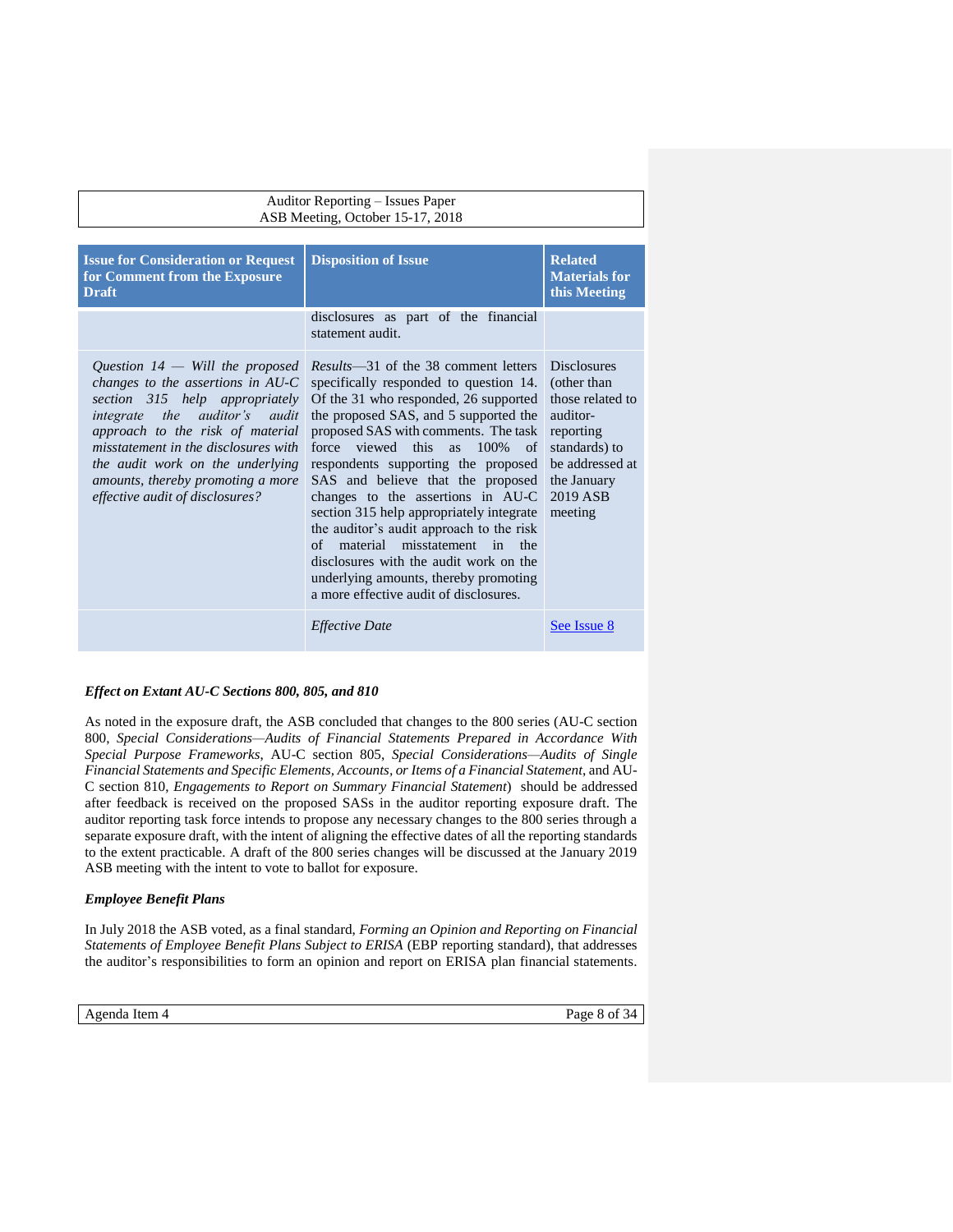| Issue for Consideration or Request for Comment from the Exposure Draft | Disposition of Issue | Related Materials for this Meeting |
|---|---|---|
| | disclosures as part of the financial statement audit. | |
| *Question 14 — Will the proposed changes to the assertions in AU-C section 315 help appropriately integrate the auditor's audit approach to the risk of material misstatement in the disclosures with the audit work on the underlying amounts, thereby promoting a more effective audit of disclosures?* | *Results*—31 of the 38 comment letters specifically responded to question 14. Of the 31 who responded, 26 supported the proposed SAS, and 5 supported the proposed SAS with comments. The task force viewed this as 100% of respondents supporting the proposed SAS and believe that the proposed changes to the assertions in AU-C section 315 help appropriately integrate the auditor's audit approach to the risk of material misstatement in the disclosures with the audit work on the underlying amounts, thereby promoting a more effective audit of disclosures. | Disclosures (other than those related to auditor-reporting standards) to be addressed at the January 2019 ASB meeting |
| | *Effective Date* | See Issue 8 |

***Effect on Extant AU-C Sections 800, 805, and 810***

As noted in the exposure draft, the ASB concluded that changes to the 800 series (AU-C section 800, *Special Considerations—Audits of Financial Statements Prepared in Accordance With Special Purpose Frameworks*, AU-C section 805, *Special Considerations—Audits of Single Financial Statements and Specific Elements, Accounts, or Items of a Financial Statement*, and AU-C section 810, *Engagements to Report on Summary Financial Statement*) should be addressed after feedback is received on the proposed SASs in the auditor reporting exposure draft. The auditor reporting task force intends to propose any necessary changes to the 800 series through a separate exposure draft, with the intent of aligning the effective dates of all the reporting standards to the extent practicable. A draft of the 800 series changes will be discussed at the January 2019 ASB meeting with the intent to vote to ballot for exposure.

***Employee Benefit Plans***

In July 2018 the ASB voted, as a final standard, *Forming an Opinion and Reporting on Financial Statements of Employee Benefit Plans Subject to ERISA* (EBP reporting standard), that addresses the auditor's responsibilities to form an opinion and report on ERISA plan financial statements.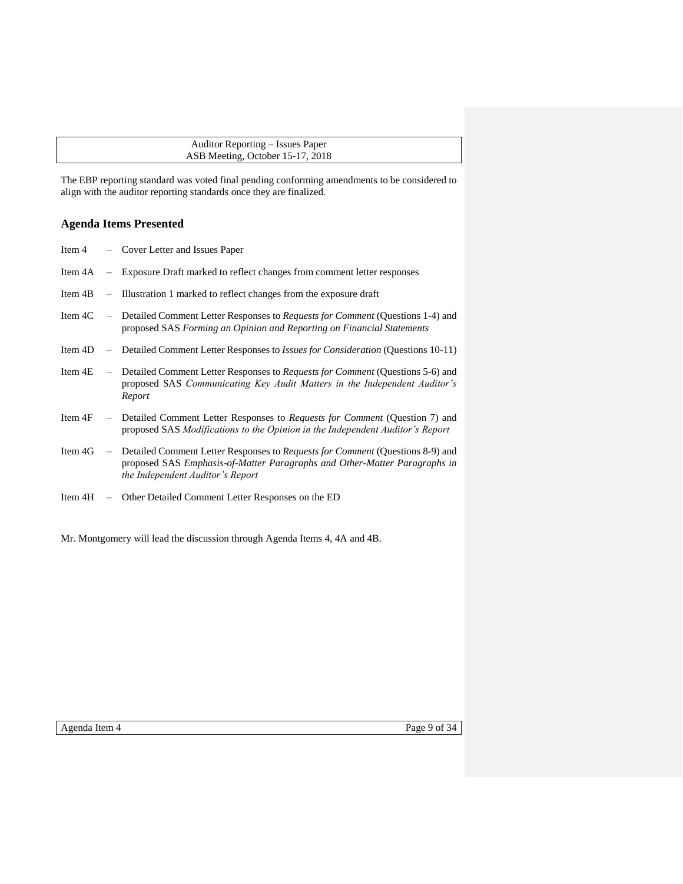The EBP reporting standard was voted final pending conforming amendments to be considered to align with the auditor reporting standards once they are finalized.

## Agenda Items Presented

Item 4 – Cover Letter and Issues Paper

Item 4A – Exposure Draft marked to reflect changes from comment letter responses

Item 4B – Illustration 1 marked to reflect changes from the exposure draft

Item 4C – Detailed Comment Letter Responses to *Requests for Comment* (Questions 1-4) and proposed SAS *Forming an Opinion and Reporting on Financial Statements*

Item 4D – Detailed Comment Letter Responses to *Issues for Consideration* (Questions 10-11)

Item 4E – Detailed Comment Letter Responses to *Requests for Comment* (Questions 5-6) and proposed SAS *Communicating Key Audit Matters in the Independent Auditor's Report*

Item 4F – Detailed Comment Letter Responses to *Requests for Comment* (Question 7) and proposed SAS *Modifications to the Opinion in the Independent Auditor's Report*

Item 4G – Detailed Comment Letter Responses to *Requests for Comment* (Questions 8-9) and proposed SAS *Emphasis-of-Matter Paragraphs and Other-Matter Paragraphs in the Independent Auditor's Report*

Item 4H – Other Detailed Comment Letter Responses on the ED

Mr. Montgomery will lead the discussion through Agenda Items 4, 4A and 4B.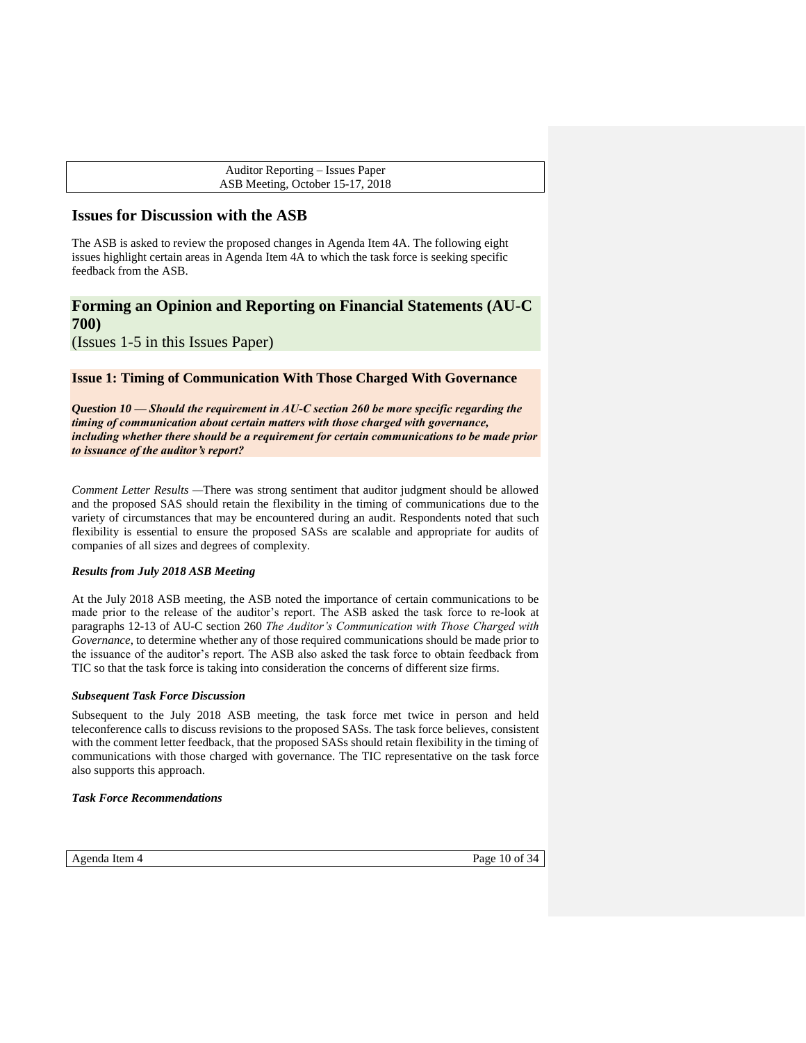## Issues for Discussion with the ASB

The ASB is asked to review the proposed changes in Agenda Item 4A. The following eight issues highlight certain areas in Agenda Item 4A to which the task force is seeking specific feedback from the ASB.

## Forming an Opinion and Reporting on Financial Statements (AU-C 700)

(Issues 1-5 in this Issues Paper)

### Issue 1: Timing of Communication With Those Charged With Governance

***Question 10 — Should the requirement in AU-C section 260 be more specific regarding the timing of communication about certain matters with those charged with governance, including whether there should be a requirement for certain communications to be made prior to issuance of the auditor's report?***

*Comment Letter Results* —There was strong sentiment that auditor judgment should be allowed and the proposed SAS should retain the flexibility in the timing of communications due to the variety of circumstances that may be encountered during an audit. Respondents noted that such flexibility is essential to ensure the proposed SASs are scalable and appropriate for audits of companies of all sizes and degrees of complexity.

***Results from July 2018 ASB Meeting***

At the July 2018 ASB meeting, the ASB noted the importance of certain communications to be made prior to the release of the auditor's report. The ASB asked the task force to re-look at paragraphs 12-13 of AU-C section 260 *The Auditor's Communication with Those Charged with Governance*, to determine whether any of those required communications should be made prior to the issuance of the auditor's report. The ASB also asked the task force to obtain feedback from TIC so that the task force is taking into consideration the concerns of different size firms.

***Subsequent Task Force Discussion***

Subsequent to the July 2018 ASB meeting, the task force met twice in person and held teleconference calls to discuss revisions to the proposed SASs. The task force believes, consistent with the comment letter feedback, that the proposed SASs should retain flexibility in the timing of communications with those charged with governance. The TIC representative on the task force also supports this approach.

***Task Force Recommendations***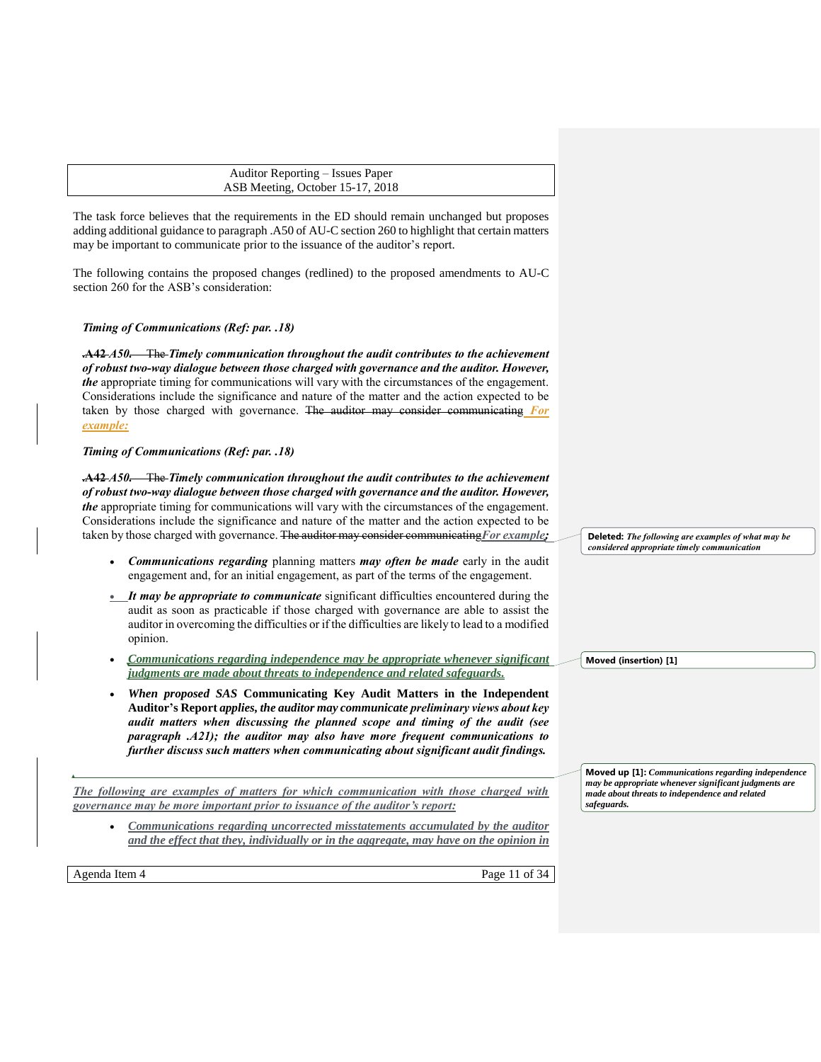The task force believes that the requirements in the ED should remain unchanged but proposes adding additional guidance to paragraph .A50 of AU-C section 260 to highlight that certain matters may be important to communicate prior to the issuance of the auditor's report.

The following contains the proposed changes (redlined) to the proposed amendments to AU-C section 260 for the ASB's consideration:

***Timing of Communications (Ref: par. .18)***

~~.A42~~ ***A50.*** ~~The~~ ***Timely communication throughout the audit contributes to the achievement of robust two-way dialogue between those charged with governance and the auditor. However, the*** appropriate timing for communications will vary with the circumstances of the engagement. Considerations include the significance and nature of the matter and the action expected to be taken by those charged with governance. ~~The auditor may consider communicating~~ ***For example:***

***Timing of Communications (Ref: par. .18)***

~~.A42~~ ***A50.*** ~~The~~ ***Timely communication throughout the audit contributes to the achievement of robust two-way dialogue between those charged with governance and the auditor. However, the*** appropriate timing for communications will vary with the circumstances of the engagement. Considerations include the significance and nature of the matter and the action expected to be taken by those charged with governance. ~~The auditor may consider communicating~~ ***For example;***

- ***Communications regarding*** planning matters ***may often be made*** early in the audit engagement and, for an initial engagement, as part of the terms of the engagement.
- ***It may be appropriate to communicate*** significant difficulties encountered during the audit as soon as practicable if those charged with governance are able to assist the auditor in overcoming the difficulties or if the difficulties are likely to lead to a modified opinion.
- ***Communications regarding independence may be appropriate whenever significant judgments are made about threats to independence and related safeguards.***
- ***When proposed SAS*** **Communicating Key Audit Matters in the Independent Auditor's Report** ***applies, the auditor may communicate preliminary views about key audit matters when discussing the planned scope and timing of the audit (see paragraph .A21); the auditor may also have more frequent communications to further discuss such matters when communicating about significant audit findings.***

***The following are examples of matters for which communication with those charged with governance may be more important prior to issuance of the auditor's report:***

- ***Communications regarding uncorrected misstatements accumulated by the auditor and the effect that they, individually or in the aggregate, may have on the opinion in***

**Deleted:** *The following are examples of what may be considered appropriate timely communication*

**Moved (insertion) [1]**

**Moved up [1]:** *Communications regarding independence may be appropriate whenever significant judgments are made about threats to independence and related safeguards.*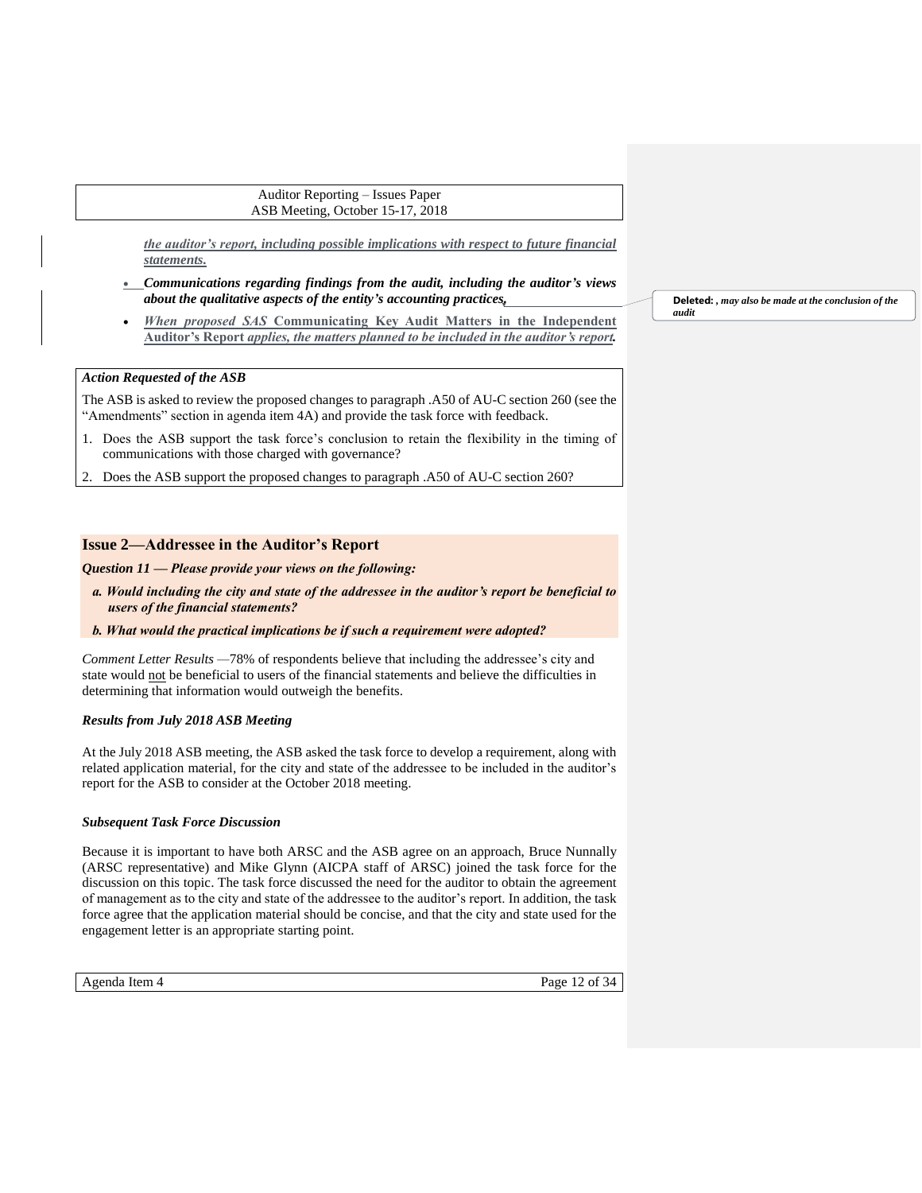*the auditor's report, including possible implications with respect to future financial statements.*

- ***Communications regarding findings from the audit, including the auditor's views about the qualitative aspects of the entity's accounting practices.***
- ***When proposed SAS* Communicating Key Audit Matters in the Independent Auditor's Report *applies, the matters planned to be included in the auditor's report.***

**Deleted:** *, may also be made at the conclusion of the audit*

***Action Requested of the ASB***

The ASB is asked to review the proposed changes to paragraph .A50 of AU-C section 260 (see the "Amendments" section in agenda item 4A) and provide the task force with feedback.

1. Does the ASB support the task force's conclusion to retain the flexibility in the timing of communications with those charged with governance?
2. Does the ASB support the proposed changes to paragraph .A50 of AU-C section 260?

## Issue 2—Addressee in the Auditor's Report

***Question 11 — Please provide your views on the following:***

***a. Would including the city and state of the addressee in the auditor's report be beneficial to users of the financial statements?***

***b. What would the practical implications be if such a requirement were adopted?***

*Comment Letter Results* —78% of respondents believe that including the addressee's city and state would not be beneficial to users of the financial statements and believe the difficulties in determining that information would outweigh the benefits.

### *Results from July 2018 ASB Meeting*

At the July 2018 ASB meeting, the ASB asked the task force to develop a requirement, along with related application material, for the city and state of the addressee to be included in the auditor's report for the ASB to consider at the October 2018 meeting.

### *Subsequent Task Force Discussion*

Because it is important to have both ARSC and the ASB agree on an approach, Bruce Nunnally (ARSC representative) and Mike Glynn (AICPA staff of ARSC) joined the task force for the discussion on this topic. The task force discussed the need for the auditor to obtain the agreement of management as to the city and state of the addressee to the auditor's report. In addition, the task force agree that the application material should be concise, and that the city and state used for the engagement letter is an appropriate starting point.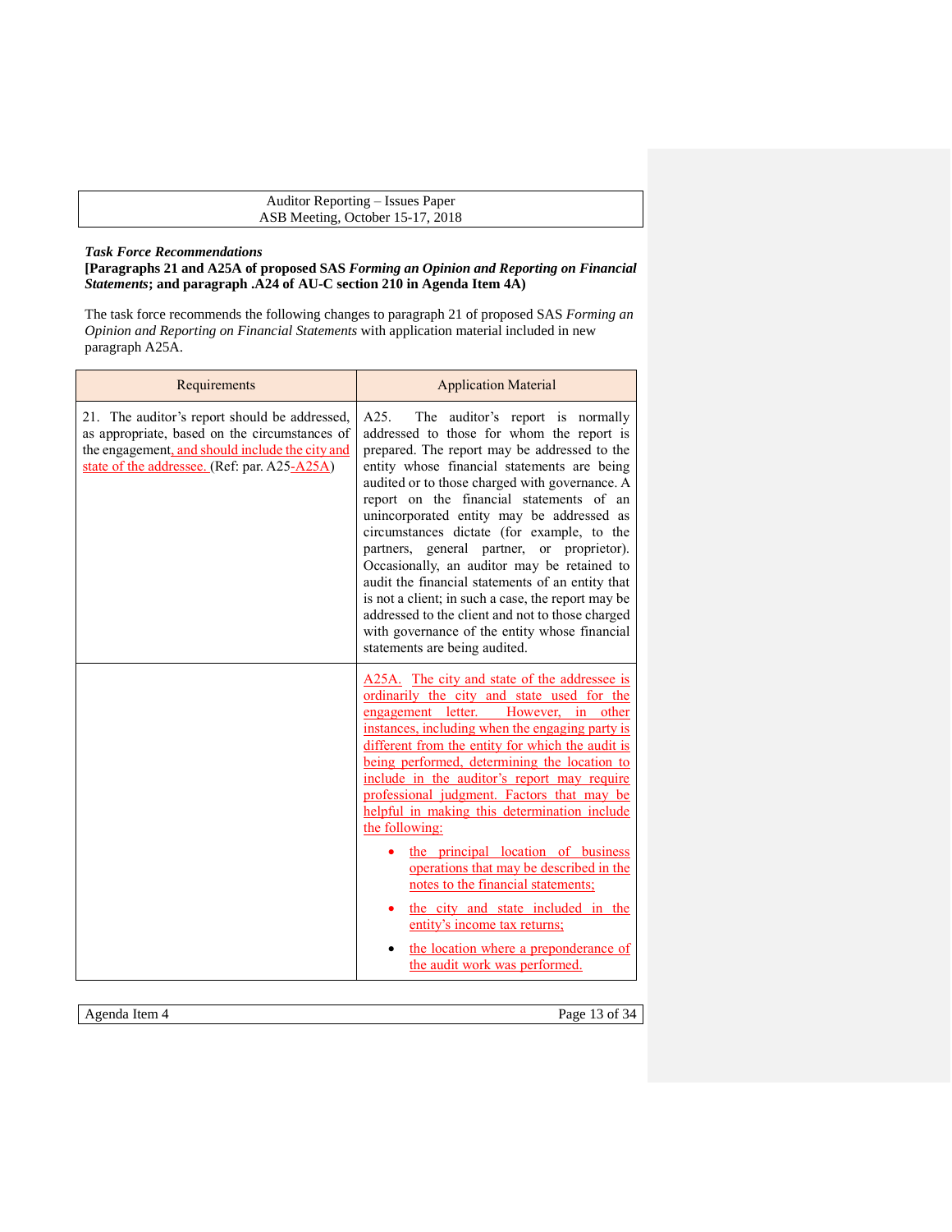***Task Force Recommendations***

**[Paragraphs 21 and A25A of proposed SAS *Forming an Opinion and Reporting on Financial Statements*; and paragraph .A24 of AU-C section 210 in Agenda Item 4A)**

The task force recommends the following changes to paragraph 21 of proposed SAS *Forming an Opinion and Reporting on Financial Statements* with application material included in new paragraph A25A.

| Requirements | Application Material |
|---|---|
| 21. The auditor's report should be addressed, as appropriate, based on the circumstances of the engagement, and should include the city and state of the addressee. (Ref: par. A25-A25A) | A25. The auditor's report is normally addressed to those for whom the report is prepared. The report may be addressed to the entity whose financial statements are being audited or to those charged with governance. A report on the financial statements of an unincorporated entity may be addressed as circumstances dictate (for example, to the partners, general partner, or proprietor). Occasionally, an auditor may be retained to audit the financial statements of an entity that is not a client; in such a case, the report may be addressed to the client and not to those charged with governance of the entity whose financial statements are being audited. |
| | A25A. The city and state of the addressee is ordinarily the city and state used for the engagement letter. However, in other instances, including when the engaging party is different from the entity for which the audit is being performed, determining the location to include in the auditor's report may require professional judgment. Factors that may be helpful in making this determination include the following:<br>• the principal location of business operations that may be described in the notes to the financial statements;<br>• the city and state included in the entity's income tax returns;<br>• the location where a preponderance of the audit work was performed. |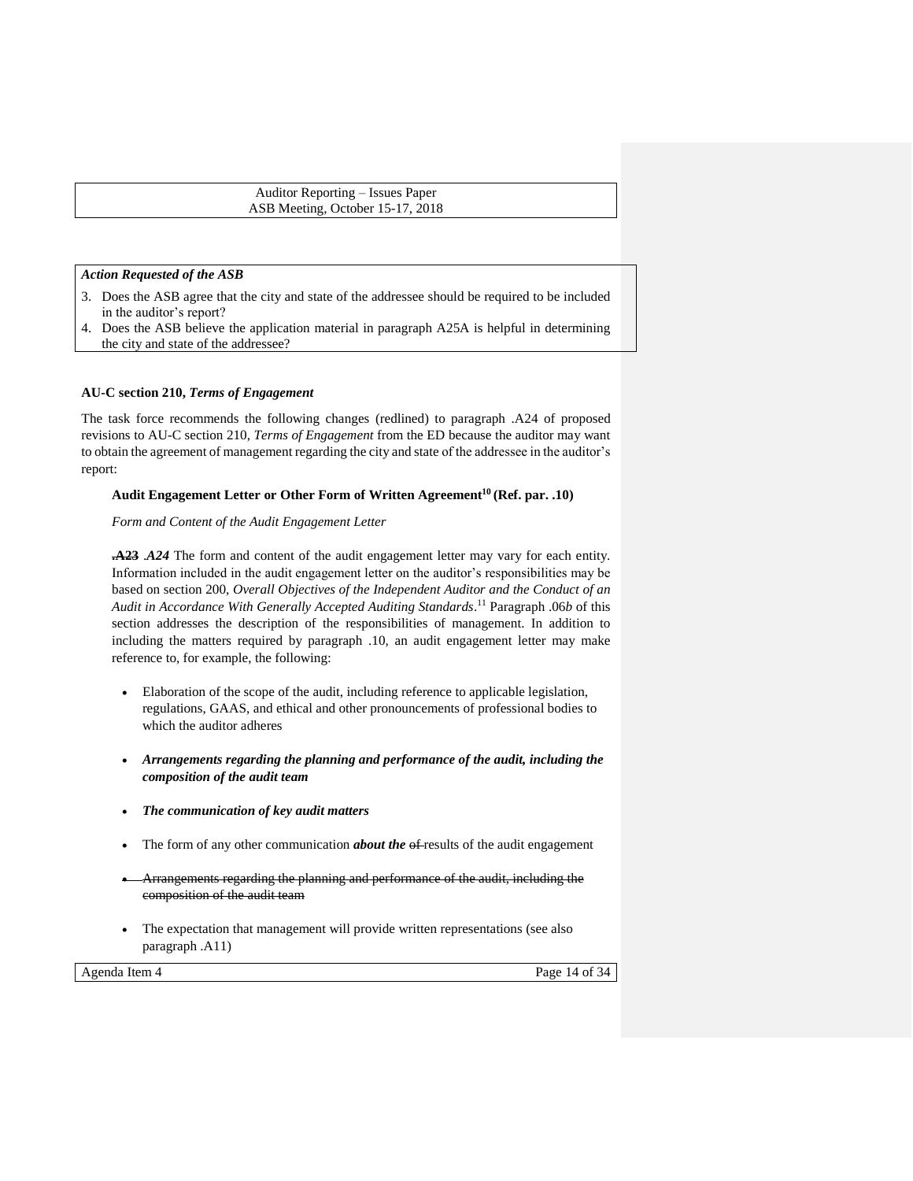*Action Requested of the ASB*

3. Does the ASB agree that the city and state of the addressee should be required to be included in the auditor's report?
4. Does the ASB believe the application material in paragraph A25A is helpful in determining the city and state of the addressee?

**AU-C section 210, *Terms of Engagement***

The task force recommends the following changes (redlined) to paragraph .A24 of proposed revisions to AU-C section 210, *Terms of Engagement* from the ED because the auditor may want to obtain the agreement of management regarding the city and state of the addressee in the auditor's report:

**Audit Engagement Letter or Other Form of Written Agreement[10] (Ref. par. .10)**

*Form and Content of the Audit Engagement Letter*

~~**.A23**~~ ***.A24*** The form and content of the audit engagement letter may vary for each entity. Information included in the audit engagement letter on the auditor's responsibilities may be based on section 200, *Overall Objectives of the Independent Auditor and the Conduct of an Audit in Accordance With Generally Accepted Auditing Standards*.[11] Paragraph .06*b* of this section addresses the description of the responsibilities of management. In addition to including the matters required by paragraph .10, an audit engagement letter may make reference to, for example, the following:

- Elaboration of the scope of the audit, including reference to applicable legislation, regulations, GAAS, and ethical and other pronouncements of professional bodies to which the auditor adheres
- ***Arrangements regarding the planning and performance of the audit, including the composition of the audit team***
- ***The communication of key audit matters***
- The form of any other communication ***about the*** ~~of~~ results of the audit engagement
- ~~Arrangements regarding the planning and performance of the audit, including the composition of the audit team~~
- The expectation that management will provide written representations (see also paragraph .A11)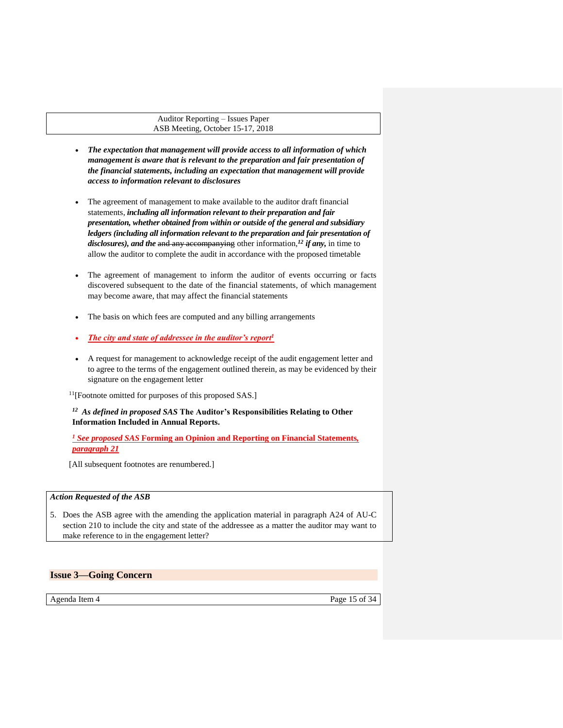- ***The expectation that management will provide access to all information of which management is aware that is relevant to the preparation and fair presentation of the financial statements, including an expectation that management will provide access to information relevant to disclosures***

- The agreement of management to make available to the auditor draft financial statements, ***including all information relevant to their preparation and fair presentation, whether obtained from within or outside of the general and subsidiary ledgers (including all information relevant to the preparation and fair presentation of disclosures), and the*** ~~and any accompanying~~ other information,[12] ***if any,*** in time to allow the auditor to complete the audit in accordance with the proposed timetable

- The agreement of management to inform the auditor of events occurring or facts discovered subsequent to the date of the financial statements, of which management may become aware, that may affect the financial statements

- The basis on which fees are computed and any billing arrangements

- ***The city and state of addressee in the auditor's report***[1]

- A request for management to acknowledge receipt of the audit engagement letter and to agree to the terms of the engagement outlined therein, as may be evidenced by their signature on the engagement letter

[11][Footnote omitted for purposes of this proposed SAS.]

[12] ***As defined in proposed SAS* The Auditor's Responsibilities Relating to Other Information Included in Annual Reports.**

[1] ***See proposed SAS* Forming an Opinion and Reporting on Financial Statements, *paragraph 21***

[All subsequent footnotes are renumbered.]

***Action Requested of the ASB***

5. Does the ASB agree with the amending the application material in paragraph A24 of AU-C section 210 to include the city and state of the addressee as a matter the auditor may want to make reference to in the engagement letter?

## Issue 3—Going Concern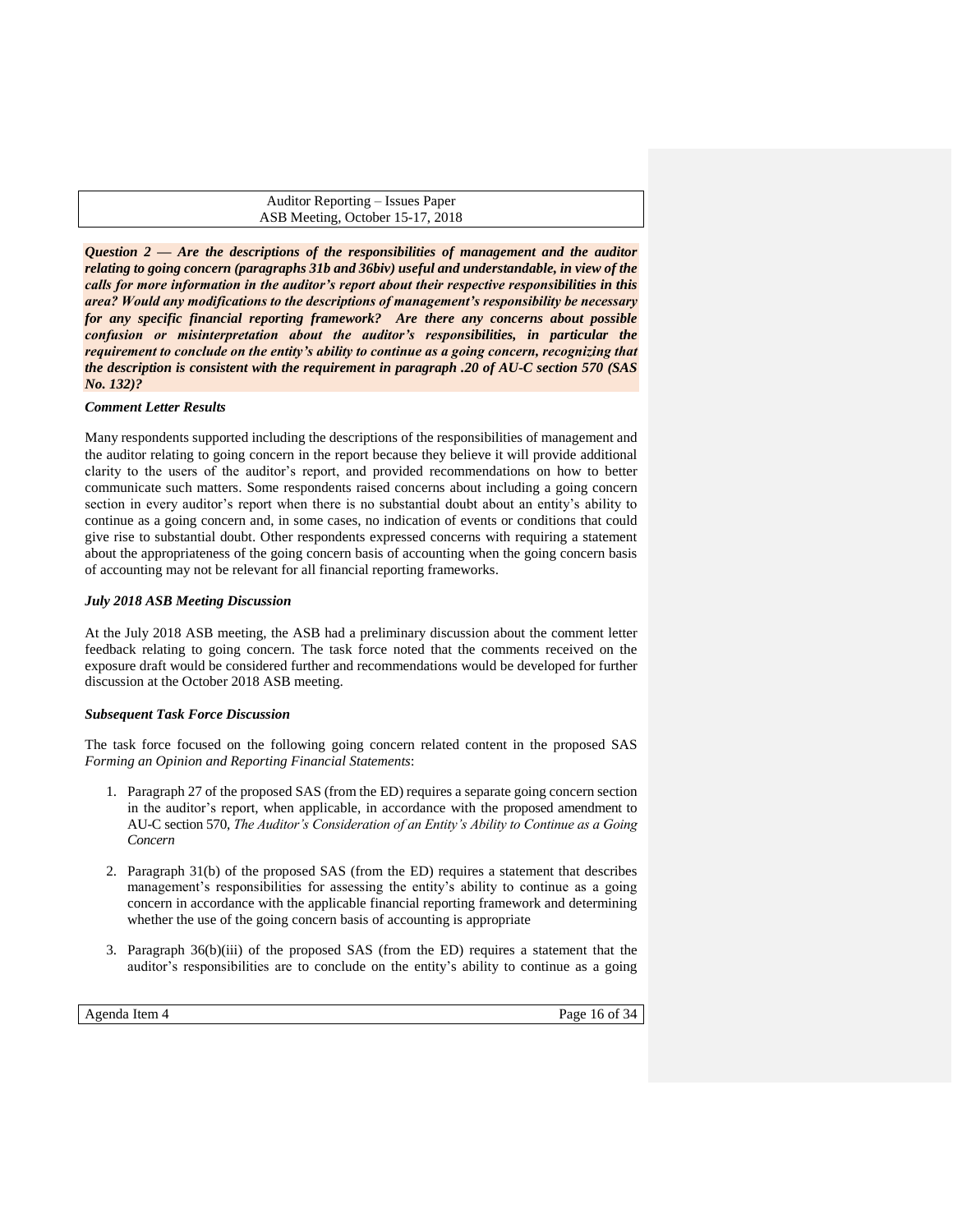***Question 2 — Are the descriptions of the responsibilities of management and the auditor relating to going concern (paragraphs 31b and 36biv) useful and understandable, in view of the calls for more information in the auditor's report about their respective responsibilities in this area? Would any modifications to the descriptions of management's responsibility be necessary for any specific financial reporting framework? Are there any concerns about possible confusion or misinterpretation about the auditor's responsibilities, in particular the requirement to conclude on the entity's ability to continue as a going concern, recognizing that the description is consistent with the requirement in paragraph .20 of AU-C section 570 (SAS No. 132)?***

***Comment Letter Results***

Many respondents supported including the descriptions of the responsibilities of management and the auditor relating to going concern in the report because they believe it will provide additional clarity to the users of the auditor's report, and provided recommendations on how to better communicate such matters. Some respondents raised concerns about including a going concern section in every auditor's report when there is no substantial doubt about an entity's ability to continue as a going concern and, in some cases, no indication of events or conditions that could give rise to substantial doubt. Other respondents expressed concerns with requiring a statement about the appropriateness of the going concern basis of accounting when the going concern basis of accounting may not be relevant for all financial reporting frameworks.

***July 2018 ASB Meeting Discussion***

At the July 2018 ASB meeting, the ASB had a preliminary discussion about the comment letter feedback relating to going concern. The task force noted that the comments received on the exposure draft would be considered further and recommendations would be developed for further discussion at the October 2018 ASB meeting.

***Subsequent Task Force Discussion***

The task force focused on the following going concern related content in the proposed SAS *Forming an Opinion and Reporting Financial Statements*:

1. Paragraph 27 of the proposed SAS (from the ED) requires a separate going concern section in the auditor's report, when applicable, in accordance with the proposed amendment to AU-C section 570, *The Auditor's Consideration of an Entity's Ability to Continue as a Going Concern*
2. Paragraph 31(b) of the proposed SAS (from the ED) requires a statement that describes management's responsibilities for assessing the entity's ability to continue as a going concern in accordance with the applicable financial reporting framework and determining whether the use of the going concern basis of accounting is appropriate
3. Paragraph 36(b)(iii) of the proposed SAS (from the ED) requires a statement that the auditor's responsibilities are to conclude on the entity's ability to continue as a going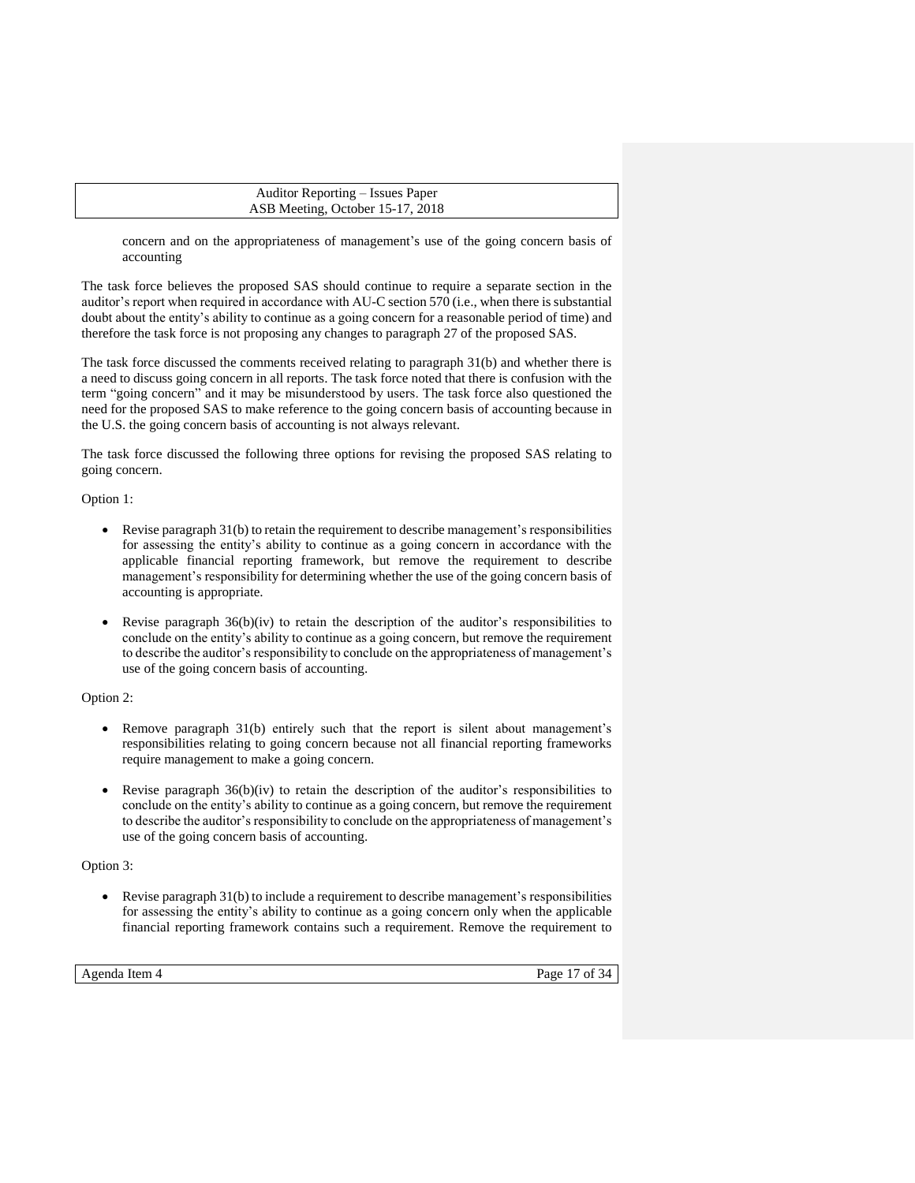concern and on the appropriateness of management's use of the going concern basis of accounting

The task force believes the proposed SAS should continue to require a separate section in the auditor's report when required in accordance with AU-C section 570 (i.e., when there is substantial doubt about the entity's ability to continue as a going concern for a reasonable period of time) and therefore the task force is not proposing any changes to paragraph 27 of the proposed SAS.

The task force discussed the comments received relating to paragraph 31(b) and whether there is a need to discuss going concern in all reports. The task force noted that there is confusion with the term "going concern" and it may be misunderstood by users. The task force also questioned the need for the proposed SAS to make reference to the going concern basis of accounting because in the U.S. the going concern basis of accounting is not always relevant.

The task force discussed the following three options for revising the proposed SAS relating to going concern.

Option 1:

- Revise paragraph 31(b) to retain the requirement to describe management's responsibilities for assessing the entity's ability to continue as a going concern in accordance with the applicable financial reporting framework, but remove the requirement to describe management's responsibility for determining whether the use of the going concern basis of accounting is appropriate.
- Revise paragraph 36(b)(iv) to retain the description of the auditor's responsibilities to conclude on the entity's ability to continue as a going concern, but remove the requirement to describe the auditor's responsibility to conclude on the appropriateness of management's use of the going concern basis of accounting.

Option 2:

- Remove paragraph 31(b) entirely such that the report is silent about management's responsibilities relating to going concern because not all financial reporting frameworks require management to make a going concern.
- Revise paragraph 36(b)(iv) to retain the description of the auditor's responsibilities to conclude on the entity's ability to continue as a going concern, but remove the requirement to describe the auditor's responsibility to conclude on the appropriateness of management's use of the going concern basis of accounting.

Option 3:

- Revise paragraph 31(b) to include a requirement to describe management's responsibilities for assessing the entity's ability to continue as a going concern only when the applicable financial reporting framework contains such a requirement. Remove the requirement to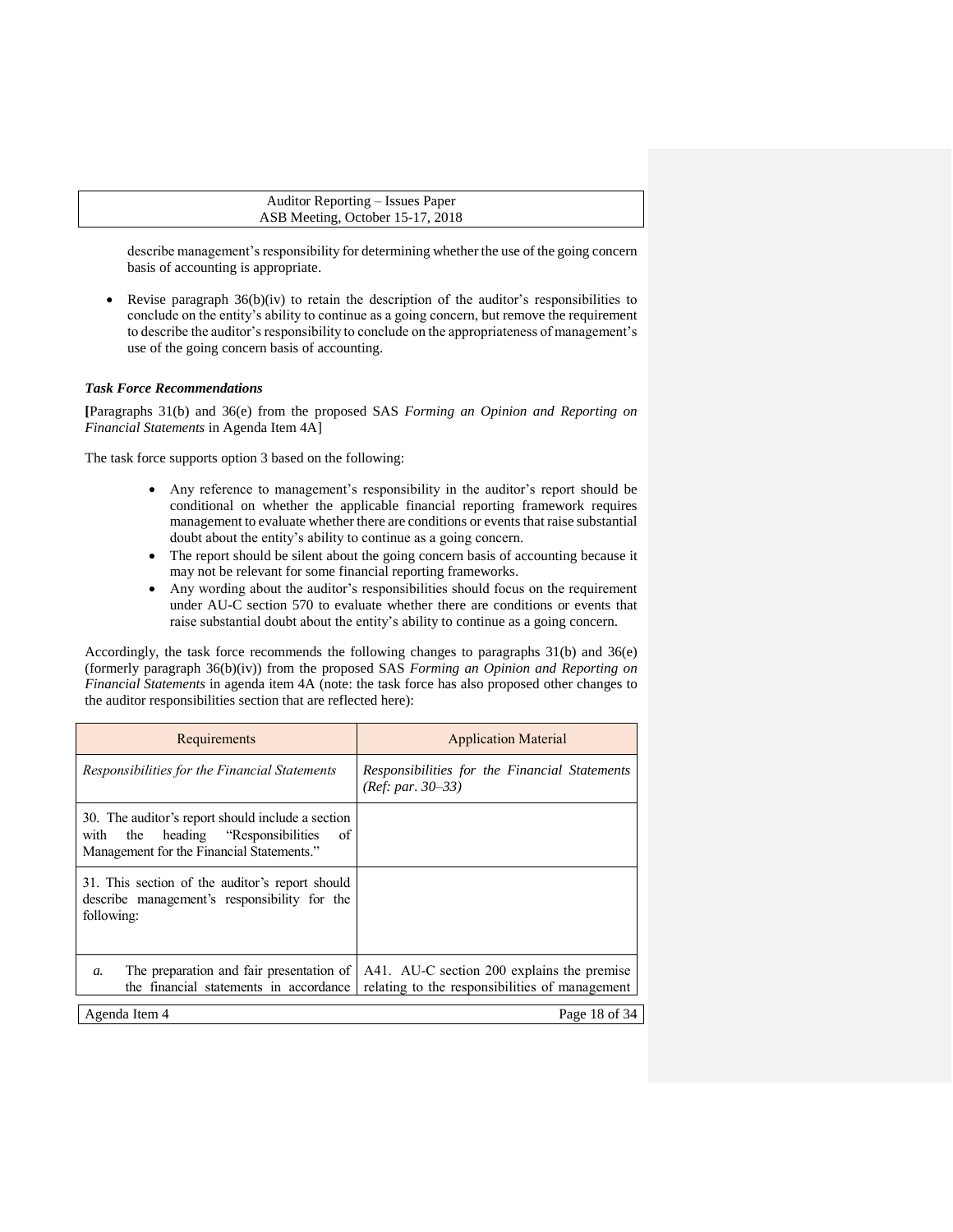describe management's responsibility for determining whether the use of the going concern basis of accounting is appropriate.

- Revise paragraph 36(b)(iv) to retain the description of the auditor's responsibilities to conclude on the entity's ability to continue as a going concern, but remove the requirement to describe the auditor's responsibility to conclude on the appropriateness of management's use of the going concern basis of accounting.

### *Task Force Recommendations*

**[**Paragraphs 31(b) and 36(e) from the proposed SAS *Forming an Opinion and Reporting on Financial Statements* in Agenda Item 4A]

The task force supports option 3 based on the following:

- Any reference to management's responsibility in the auditor's report should be conditional on whether the applicable financial reporting framework requires management to evaluate whether there are conditions or events that raise substantial doubt about the entity's ability to continue as a going concern.
- The report should be silent about the going concern basis of accounting because it may not be relevant for some financial reporting frameworks.
- Any wording about the auditor's responsibilities should focus on the requirement under AU-C section 570 to evaluate whether there are conditions or events that raise substantial doubt about the entity's ability to continue as a going concern.

Accordingly, the task force recommends the following changes to paragraphs 31(b) and 36(e) (formerly paragraph 36(b)(iv)) from the proposed SAS *Forming an Opinion and Reporting on Financial Statements* in agenda item 4A (note: the task force has also proposed other changes to the auditor responsibilities section that are reflected here):

| Requirements | Application Material |
|---|---|
| *Responsibilities for the Financial Statements* | *Responsibilities for the Financial Statements (Ref: par. 30–33)* |
| 30. The auditor's report should include a section with the heading "Responsibilities of Management for the Financial Statements." | |
| 31. This section of the auditor's report should describe management's responsibility for the following: | |
| *a.* The preparation and fair presentation of the financial statements in accordance | A41. AU-C section 200 explains the premise relating to the responsibilities of management |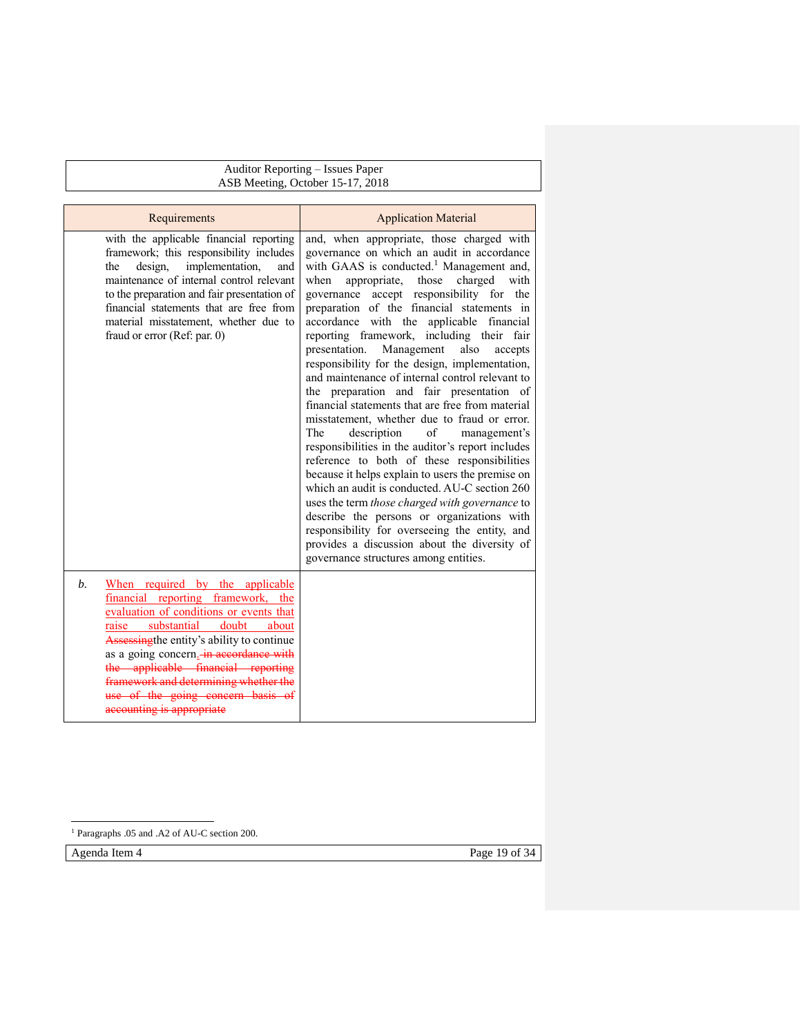| Requirements | Application Material |
|---|---|
| with the applicable financial reporting framework; this responsibility includes the design, implementation, and maintenance of internal control relevant to the preparation and fair presentation of financial statements that are free from material misstatement, whether due to fraud or error (Ref: par. 0) | and, when appropriate, those charged with governance on which an audit in accordance with GAAS is conducted.[1] Management and, when appropriate, those charged with governance accept responsibility for the preparation of the financial statements in accordance with the applicable financial reporting framework, including their fair presentation. Management also accepts responsibility for the design, implementation, and maintenance of internal control relevant to the preparation and fair presentation of financial statements that are free from material misstatement, whether due to fraud or error. The description of management's responsibilities in the auditor's report includes reference to both of these responsibilities because it helps explain to users the premise on which an audit is conducted. AU-C section 260 uses the term *those charged with governance* to describe the persons or organizations with responsibility for overseeing the entity, and provides a discussion about the diversity of governance structures among entities. |
| *b.* When required by the applicable financial reporting framework, the evaluation of conditions or events that raise substantial doubt about ~~Assessing~~the entity's ability to continue as a going concern.~~, in accordance with the applicable financial reporting framework and determining whether the use of the going concern basis of accounting is appropriate~~ | |

[1] Paragraphs .05 and .A2 of AU-C section 200.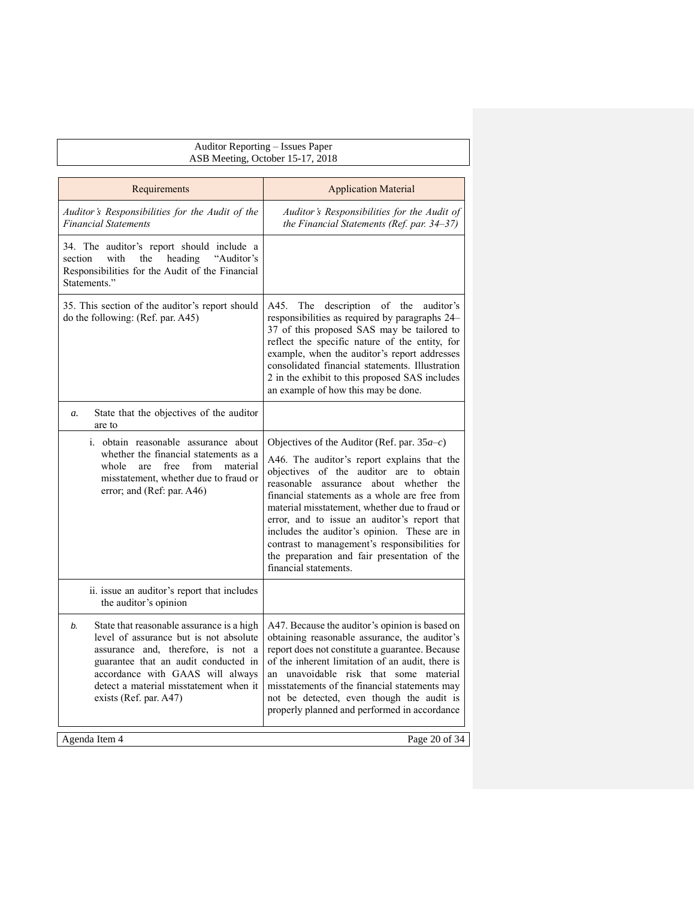| Requirements | Application Material |
|---|---|
| *Auditor's Responsibilities for the Audit of the Financial Statements* | *Auditor's Responsibilities for the Audit of the Financial Statements (Ref. par. 34–37)* |
| 34. The auditor's report should include a section with the heading "Auditor's Responsibilities for the Audit of the Financial Statements." | |
| 35. This section of the auditor's report should do the following: (Ref. par. A45) | A45. The description of the auditor's responsibilities as required by paragraphs 24–37 of this proposed SAS may be tailored to reflect the specific nature of the entity, for example, when the auditor's report addresses consolidated financial statements. Illustration 2 in the exhibit to this proposed SAS includes an example of how this may be done. |
| *a.* State that the objectives of the auditor are to | |
| i. obtain reasonable assurance about whether the financial statements as a whole are free from material misstatement, whether due to fraud or error; and (Ref: par. A46) | Objectives of the Auditor (Ref. par. 35*a*–*c*)<br><br>A46. The auditor's report explains that the objectives of the auditor are to obtain reasonable assurance about whether the financial statements as a whole are free from material misstatement, whether due to fraud or error, and to issue an auditor's report that includes the auditor's opinion. These are in contrast to management's responsibilities for the preparation and fair presentation of the financial statements. |
| ii. issue an auditor's report that includes the auditor's opinion | |
| *b.* State that reasonable assurance is a high level of assurance but is not absolute assurance and, therefore, is not a guarantee that an audit conducted in accordance with GAAS will always detect a material misstatement when it exists (Ref. par. A47) | A47. Because the auditor's opinion is based on obtaining reasonable assurance, the auditor's report does not constitute a guarantee. Because of the inherent limitation of an audit, there is an unavoidable risk that some material misstatements of the financial statements may not be detected, even though the audit is properly planned and performed in accordance |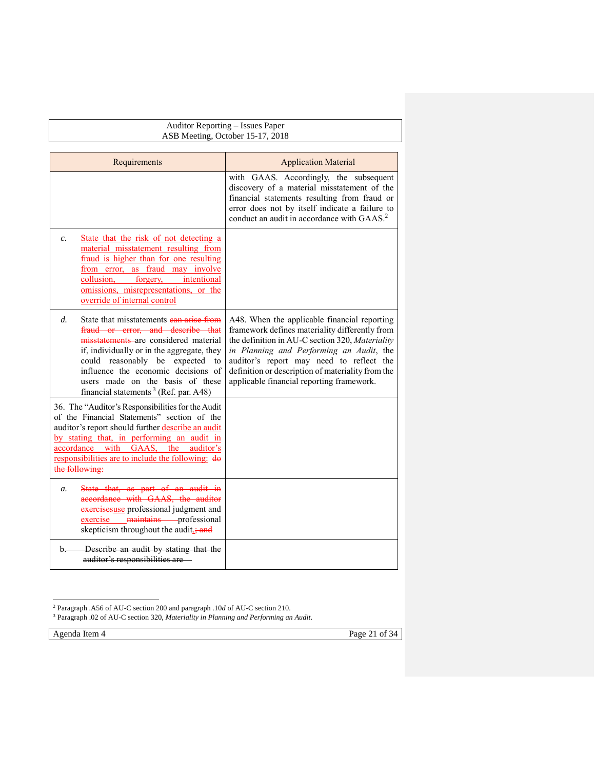| Requirements | Application Material |
| --- | --- |
| | with GAAS. Accordingly, the subsequent discovery of a material misstatement of the financial statements resulting from fraud or error does not by itself indicate a failure to conduct an audit in accordance with GAAS.[2] |
| *c.* State that the risk of not detecting a material misstatement resulting from fraud is higher than for one resulting from error, as fraud may involve collusion, forgery, intentional omissions, misrepresentations, or the override of internal control | |
| *d.* State that misstatements ~~can arise from fraud or error, and describe that misstatements~~ are considered material if, individually or in the aggregate, they could reasonably be expected to influence the economic decisions of users made on the basis of these financial statements[3] (Ref. par. A48) | A48. When the applicable financial reporting framework defines materiality differently from the definition in AU-C section 320, *Materiality in Planning and Performing an Audit*, the auditor's report may need to reflect the definition or description of materiality from the applicable financial reporting framework. |
| 36. The "Auditor's Responsibilities for the Audit of the Financial Statements" section of the auditor's report should further describe an audit by stating that, in performing an audit in accordance with GAAS, the auditor's responsibilities are to include the following: ~~do the following:~~ | |
| *a.* ~~State that, as part of an audit in accordance with GAAS, the auditor exercises~~use professional judgment and exercise ~~maintains~~ professional skepticism throughout the audit.~~; and~~ | |
| ~~b. Describe an audit by stating that the auditor's responsibilities are~~ | |

[2] Paragraph .A56 of AU-C section 200 and paragraph .10*d* of AU-C section 210.

[3] Paragraph .02 of AU-C section 320, *Materiality in Planning and Performing an Audit*.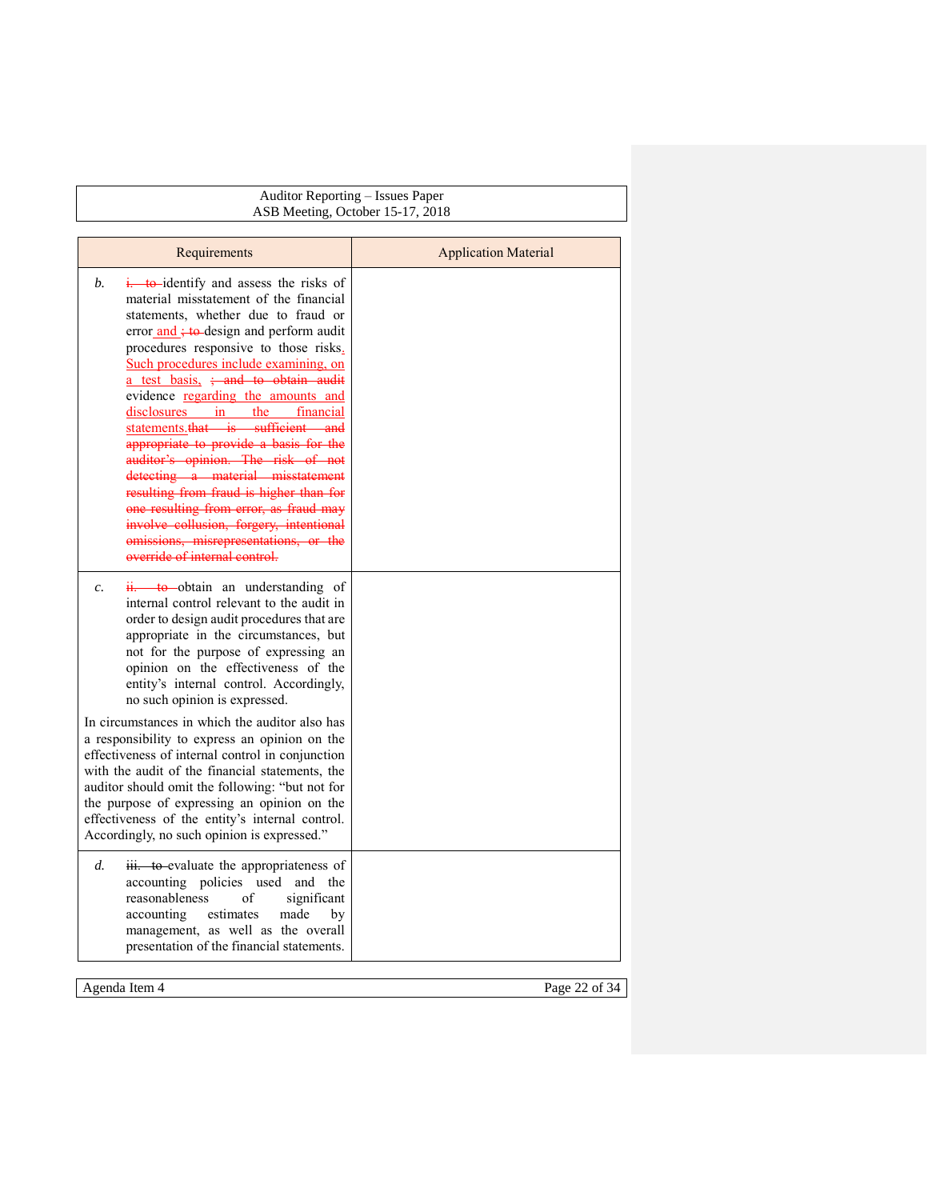| Requirements | Application Material |
|---|---|
| *b.* ~~i. to~~ identify and assess the risks of material misstatement of the financial statements, whether due to fraud or error and ~~; to~~ design and perform audit procedures responsive to those risks. Such procedures include examining, on a test basis, ~~; and to obtain audit~~ evidence regarding the amounts and disclosures in the financial statements. ~~that is sufficient and appropriate to provide a basis for the auditor's opinion. The risk of not detecting a material misstatement resulting from fraud is higher than for one resulting from error, as fraud may involve collusion, forgery, intentional omissions, misrepresentations, or the override of internal control.~~ | |
| *c.* ~~ii. to~~ obtain an understanding of internal control relevant to the audit in order to design audit procedures that are appropriate in the circumstances, but not for the purpose of expressing an opinion on the effectiveness of the entity's internal control. Accordingly, no such opinion is expressed.<br><br>In circumstances in which the auditor also has a responsibility to express an opinion on the effectiveness of internal control in conjunction with the audit of the financial statements, the auditor should omit the following: "but not for the purpose of expressing an opinion on the effectiveness of the entity's internal control. Accordingly, no such opinion is expressed." | |
| *d.* ~~iii. to~~ evaluate the appropriateness of accounting policies used and the reasonableness of significant accounting estimates made by management, as well as the overall presentation of the financial statements. | |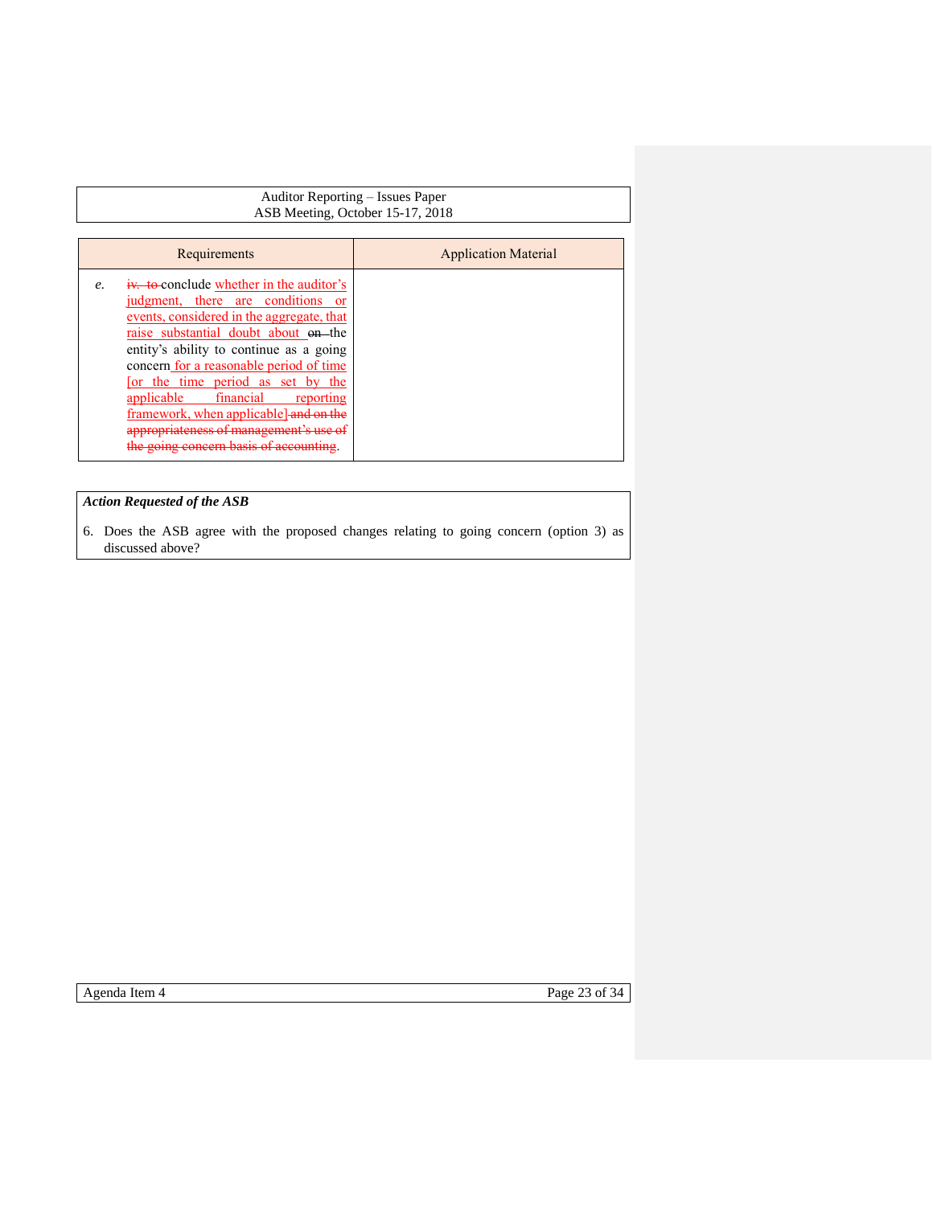| Requirements | Application Material |
| --- | --- |
| *e.* ~~iv. to~~ conclude whether in the auditor's judgment, there are conditions or events, considered in the aggregate, that raise substantial doubt about ~~on~~ the entity's ability to continue as a going concern for a reasonable period of time [or the time period as set by the applicable financial reporting framework, when applicable] ~~and on the appropriateness of management's use of the going concern basis of accounting~~. | |

***Action Requested of the ASB***

6. Does the ASB agree with the proposed changes relating to going concern (option 3) as discussed above?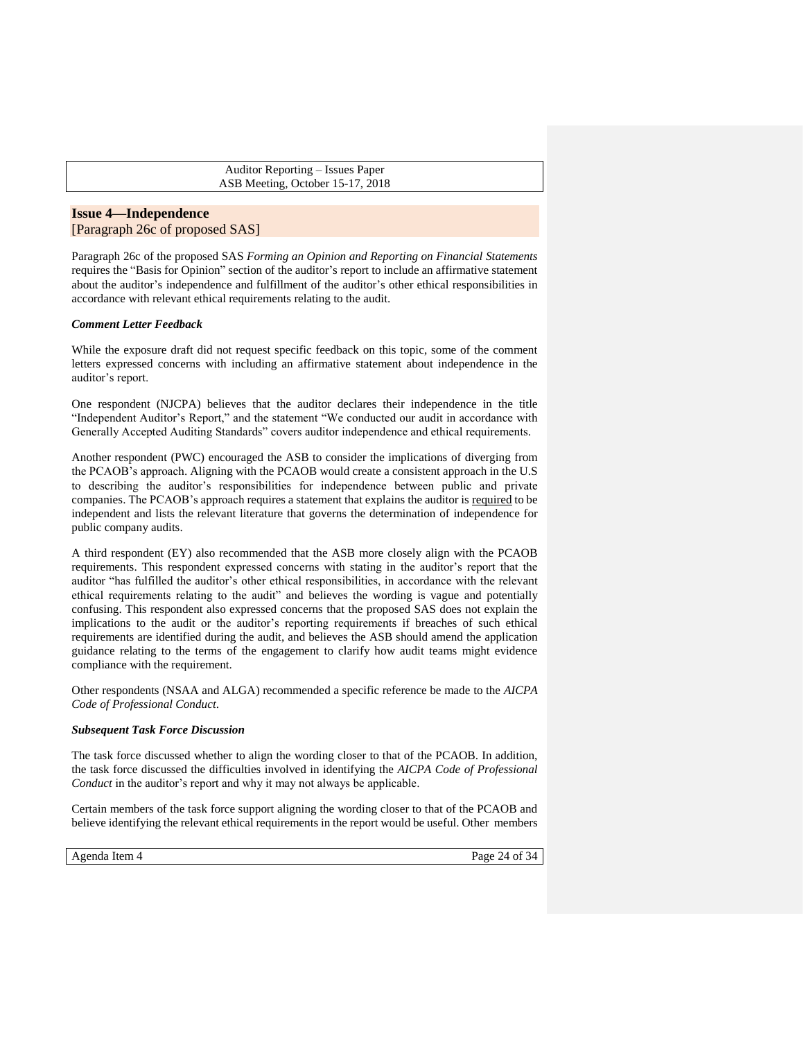## Issue 4—Independence

[Paragraph 26c of proposed SAS]

Paragraph 26c of the proposed SAS *Forming an Opinion and Reporting on Financial Statements* requires the "Basis for Opinion" section of the auditor's report to include an affirmative statement about the auditor's independence and fulfillment of the auditor's other ethical responsibilities in accordance with relevant ethical requirements relating to the audit.

### *Comment Letter Feedback*

While the exposure draft did not request specific feedback on this topic, some of the comment letters expressed concerns with including an affirmative statement about independence in the auditor's report.

One respondent (NJCPA) believes that the auditor declares their independence in the title "Independent Auditor's Report," and the statement "We conducted our audit in accordance with Generally Accepted Auditing Standards" covers auditor independence and ethical requirements.

Another respondent (PWC) encouraged the ASB to consider the implications of diverging from the PCAOB's approach. Aligning with the PCAOB would create a consistent approach in the U.S to describing the auditor's responsibilities for independence between public and private companies. The PCAOB's approach requires a statement that explains the auditor is required to be independent and lists the relevant literature that governs the determination of independence for public company audits.

A third respondent (EY) also recommended that the ASB more closely align with the PCAOB requirements. This respondent expressed concerns with stating in the auditor's report that the auditor "has fulfilled the auditor's other ethical responsibilities, in accordance with the relevant ethical requirements relating to the audit" and believes the wording is vague and potentially confusing. This respondent also expressed concerns that the proposed SAS does not explain the implications to the audit or the auditor's reporting requirements if breaches of such ethical requirements are identified during the audit, and believes the ASB should amend the application guidance relating to the terms of the engagement to clarify how audit teams might evidence compliance with the requirement.

Other respondents (NSAA and ALGA) recommended a specific reference be made to the *AICPA Code of Professional Conduct*.

### *Subsequent Task Force Discussion*

The task force discussed whether to align the wording closer to that of the PCAOB. In addition, the task force discussed the difficulties involved in identifying the *AICPA Code of Professional Conduct* in the auditor's report and why it may not always be applicable.

Certain members of the task force support aligning the wording closer to that of the PCAOB and believe identifying the relevant ethical requirements in the report would be useful. Other members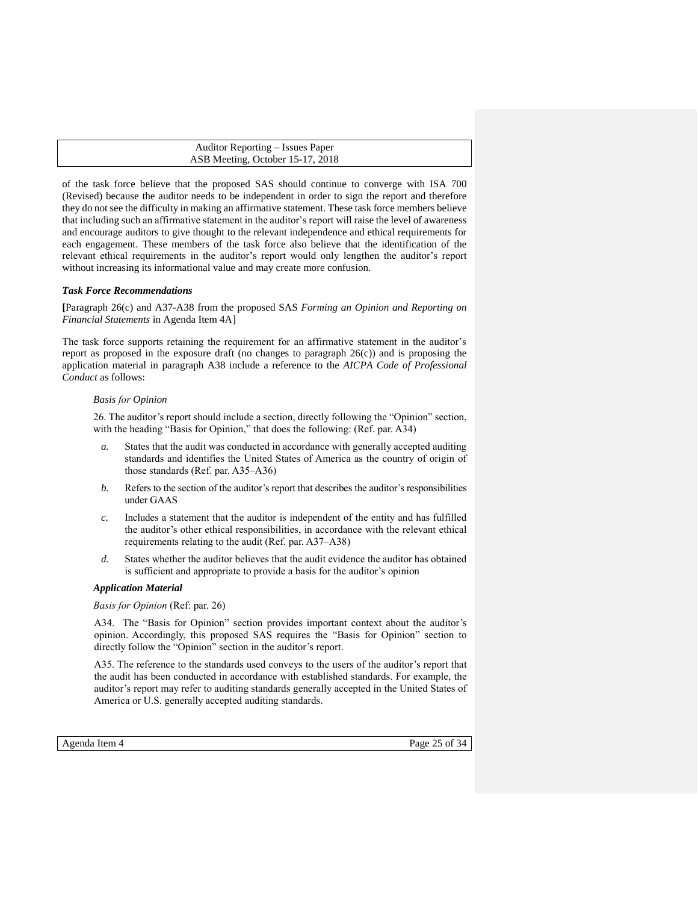of the task force believe that the proposed SAS should continue to converge with ISA 700 (Revised) because the auditor needs to be independent in order to sign the report and therefore they do not see the difficulty in making an affirmative statement. These task force members believe that including such an affirmative statement in the auditor's report will raise the level of awareness and encourage auditors to give thought to the relevant independence and ethical requirements for each engagement. These members of the task force also believe that the identification of the relevant ethical requirements in the auditor's report would only lengthen the auditor's report without increasing its informational value and may create more confusion.

***Task Force Recommendations***

**[**Paragraph 26(c) and A37-A38 from the proposed SAS *Forming an Opinion and Reporting on Financial Statements* in Agenda Item 4A]

The task force supports retaining the requirement for an affirmative statement in the auditor's report as proposed in the exposure draft (no changes to paragraph 26(c)) and is proposing the application material in paragraph A38 include a reference to the *AICPA Code of Professional Conduct* as follows:

*Basis for Opinion*

26. The auditor's report should include a section, directly following the "Opinion" section, with the heading "Basis for Opinion," that does the following: (Ref. par. A34)

*a.* States that the audit was conducted in accordance with generally accepted auditing standards and identifies the United States of America as the country of origin of those standards (Ref. par. A35–A36)

*b.* Refers to the section of the auditor's report that describes the auditor's responsibilities under GAAS

*c.* Includes a statement that the auditor is independent of the entity and has fulfilled the auditor's other ethical responsibilities, in accordance with the relevant ethical requirements relating to the audit (Ref. par. A37–A38)

*d.* States whether the auditor believes that the audit evidence the auditor has obtained is sufficient and appropriate to provide a basis for the auditor's opinion

***Application Material***

*Basis for Opinion* (Ref: par. 26)

A34. The "Basis for Opinion" section provides important context about the auditor's opinion. Accordingly, this proposed SAS requires the "Basis for Opinion" section to directly follow the "Opinion" section in the auditor's report.

A35. The reference to the standards used conveys to the users of the auditor's report that the audit has been conducted in accordance with established standards. For example, the auditor's report may refer to auditing standards generally accepted in the United States of America or U.S. generally accepted auditing standards.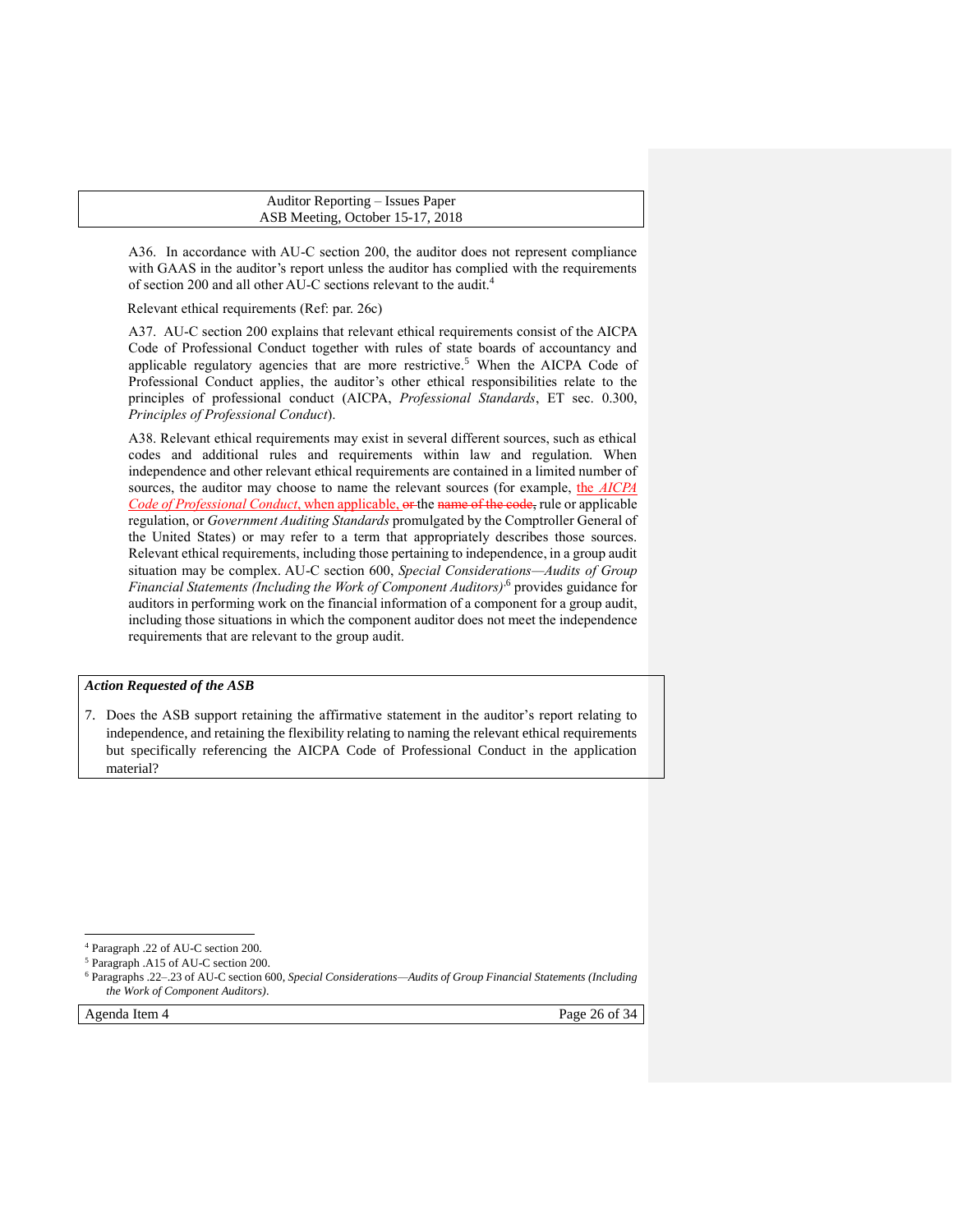A36. In accordance with AU-C section 200, the auditor does not represent compliance with GAAS in the auditor's report unless the auditor has complied with the requirements of section 200 and all other AU-C sections relevant to the audit.[4]

Relevant ethical requirements (Ref: par. 26c)

A37. AU-C section 200 explains that relevant ethical requirements consist of the AICPA Code of Professional Conduct together with rules of state boards of accountancy and applicable regulatory agencies that are more restrictive.[5] When the AICPA Code of Professional Conduct applies, the auditor's other ethical responsibilities relate to the principles of professional conduct (AICPA, *Professional Standards*, ET sec. 0.300, *Principles of Professional Conduct*).

A38. Relevant ethical requirements may exist in several different sources, such as ethical codes and additional rules and requirements within law and regulation. When independence and other relevant ethical requirements are contained in a limited number of sources, the auditor may choose to name the relevant sources (for example, the *AICPA Code of Professional Conduct*, when applicable, ~~or~~ the ~~name of the code,~~ rule or applicable regulation, or *Government Auditing Standards* promulgated by the Comptroller General of the United States) or may refer to a term that appropriately describes those sources. Relevant ethical requirements, including those pertaining to independence, in a group audit situation may be complex. AU-C section 600, *Special Considerations—Audits of Group Financial Statements (Including the Work of Component Auditors)*[6] provides guidance for auditors in performing work on the financial information of a component for a group audit, including those situations in which the component auditor does not meet the independence requirements that are relevant to the group audit.

***Action Requested of the ASB***

7. Does the ASB support retaining the affirmative statement in the auditor's report relating to independence, and retaining the flexibility relating to naming the relevant ethical requirements but specifically referencing the AICPA Code of Professional Conduct in the application material?

---

[4] Paragraph .22 of AU-C section 200.

[5] Paragraph .A15 of AU-C section 200.

[6] Paragraphs .22–.23 of AU-C section 600, *Special Considerations—Audits of Group Financial Statements (Including the Work of Component Auditors)*.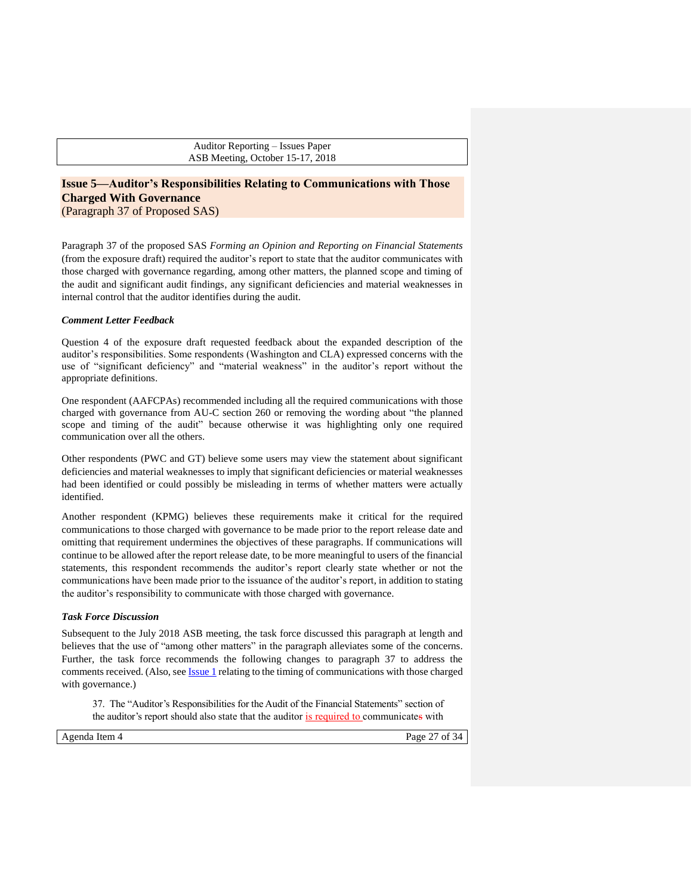## Issue 5—Auditor's Responsibilities Relating to Communications with Those Charged With Governance
(Paragraph 37 of Proposed SAS)

Paragraph 37 of the proposed SAS *Forming an Opinion and Reporting on Financial Statements* (from the exposure draft) required the auditor's report to state that the auditor communicates with those charged with governance regarding, among other matters, the planned scope and timing of the audit and significant audit findings, any significant deficiencies and material weaknesses in internal control that the auditor identifies during the audit.

### *Comment Letter Feedback*

Question 4 of the exposure draft requested feedback about the expanded description of the auditor's responsibilities. Some respondents (Washington and CLA) expressed concerns with the use of "significant deficiency" and "material weakness" in the auditor's report without the appropriate definitions.

One respondent (AAFCPAs) recommended including all the required communications with those charged with governance from AU-C section 260 or removing the wording about "the planned scope and timing of the audit" because otherwise it was highlighting only one required communication over all the others.

Other respondents (PWC and GT) believe some users may view the statement about significant deficiencies and material weaknesses to imply that significant deficiencies or material weaknesses had been identified or could possibly be misleading in terms of whether matters were actually identified.

Another respondent (KPMG) believes these requirements make it critical for the required communications to those charged with governance to be made prior to the report release date and omitting that requirement undermines the objectives of these paragraphs. If communications will continue to be allowed after the report release date, to be more meaningful to users of the financial statements, this respondent recommends the auditor's report clearly state whether or not the communications have been made prior to the issuance of the auditor's report, in addition to stating the auditor's responsibility to communicate with those charged with governance.

### *Task Force Discussion*

Subsequent to the July 2018 ASB meeting, the task force discussed this paragraph at length and believes that the use of "among other matters" in the paragraph alleviates some of the concerns. Further, the task force recommends the following changes to paragraph 37 to address the comments received. (Also, see Issue 1 relating to the timing of communications with those charged with governance.)

> 37. The "Auditor's Responsibilities for the Audit of the Financial Statements" section of the auditor's report should also state that the auditor is required to communicate~~s~~ with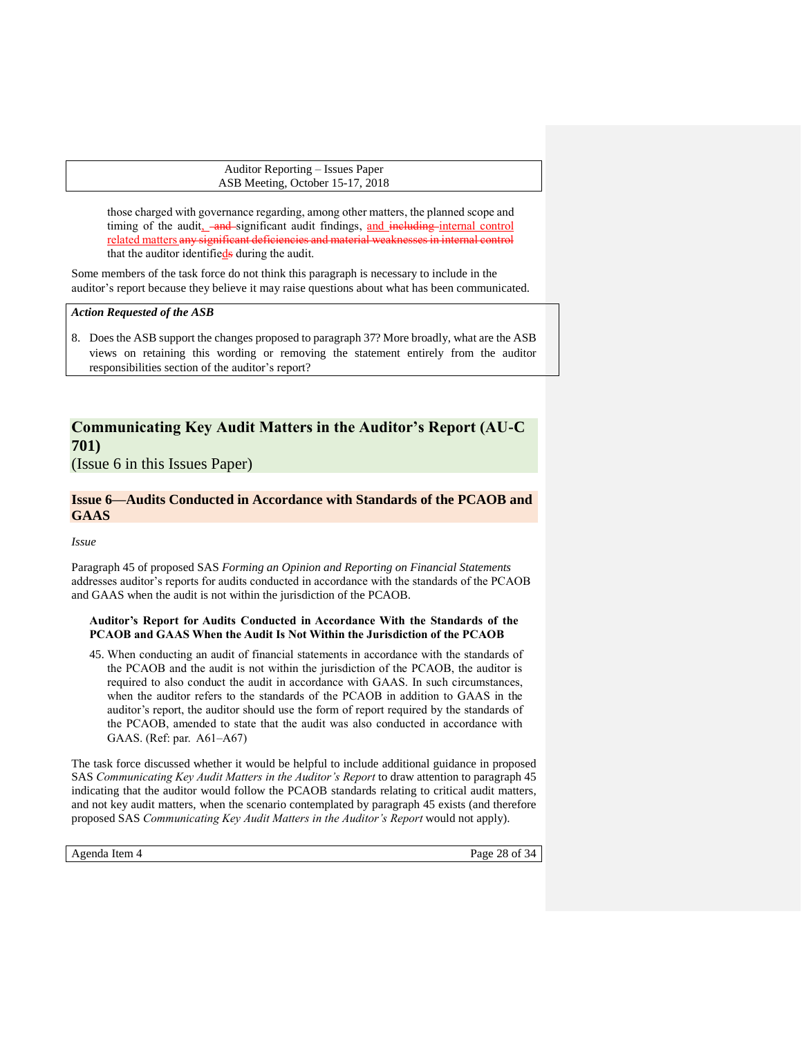those charged with governance regarding, among other matters, the planned scope and timing of the audit, ~~and~~ significant audit findings, and ~~including~~ internal control related matters ~~any significant deficiencies and material weaknesses in internal control~~ that the auditor identifie~~s~~ds during the audit.

Some members of the task force do not think this paragraph is necessary to include in the auditor's report because they believe it may raise questions about what has been communicated.

***Action Requested of the ASB***

8. Does the ASB support the changes proposed to paragraph 37? More broadly, what are the ASB views on retaining this wording or removing the statement entirely from the auditor responsibilities section of the auditor's report?

## Communicating Key Audit Matters in the Auditor's Report (AU-C 701)

(Issue 6 in this Issues Paper)

### Issue 6—Audits Conducted in Accordance with Standards of the PCAOB and GAAS

*Issue*

Paragraph 45 of proposed SAS *Forming an Opinion and Reporting on Financial Statements* addresses auditor's reports for audits conducted in accordance with the standards of the PCAOB and GAAS when the audit is not within the jurisdiction of the PCAOB.

**Auditor's Report for Audits Conducted in Accordance With the Standards of the PCAOB and GAAS When the Audit Is Not Within the Jurisdiction of the PCAOB**

45. When conducting an audit of financial statements in accordance with the standards of the PCAOB and the audit is not within the jurisdiction of the PCAOB, the auditor is required to also conduct the audit in accordance with GAAS. In such circumstances, when the auditor refers to the standards of the PCAOB in addition to GAAS in the auditor's report, the auditor should use the form of report required by the standards of the PCAOB, amended to state that the audit was also conducted in accordance with GAAS. (Ref: par. A61–A67)

The task force discussed whether it would be helpful to include additional guidance in proposed SAS *Communicating Key Audit Matters in the Auditor's Report* to draw attention to paragraph 45 indicating that the auditor would follow the PCAOB standards relating to critical audit matters, and not key audit matters, when the scenario contemplated by paragraph 45 exists (and therefore proposed SAS *Communicating Key Audit Matters in the Auditor's Report* would not apply).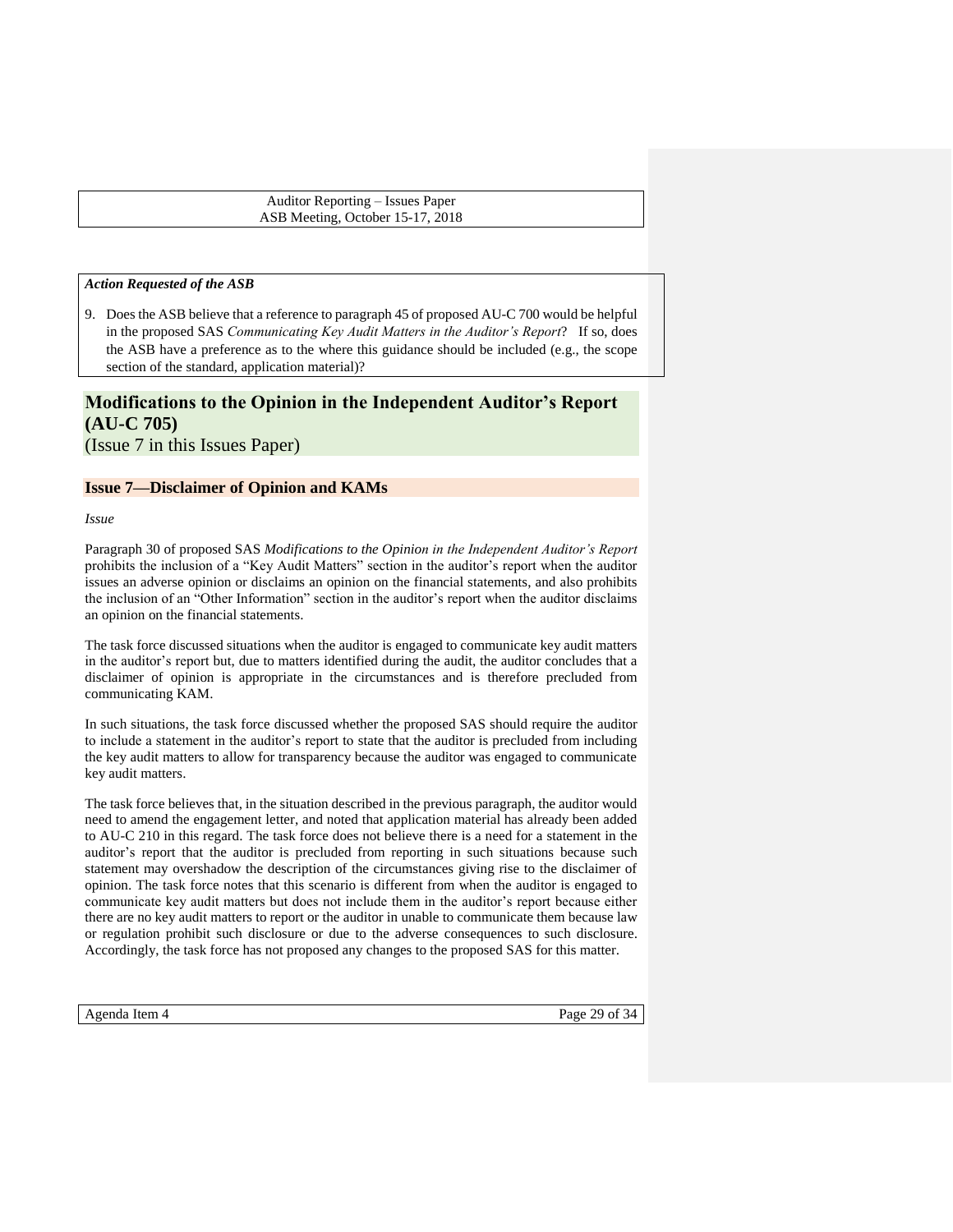*Action Requested of the ASB*

9. Does the ASB believe that a reference to paragraph 45 of proposed AU-C 700 would be helpful in the proposed SAS *Communicating Key Audit Matters in the Auditor's Report*? If so, does the ASB have a preference as to the where this guidance should be included (e.g., the scope section of the standard, application material)?

# Modifications to the Opinion in the Independent Auditor's Report (AU-C 705)

(Issue 7 in this Issues Paper)

## Issue 7—Disclaimer of Opinion and KAMs

*Issue*

Paragraph 30 of proposed SAS *Modifications to the Opinion in the Independent Auditor's Report* prohibits the inclusion of a "Key Audit Matters" section in the auditor's report when the auditor issues an adverse opinion or disclaims an opinion on the financial statements, and also prohibits the inclusion of an "Other Information" section in the auditor's report when the auditor disclaims an opinion on the financial statements.

The task force discussed situations when the auditor is engaged to communicate key audit matters in the auditor's report but, due to matters identified during the audit, the auditor concludes that a disclaimer of opinion is appropriate in the circumstances and is therefore precluded from communicating KAM.

In such situations, the task force discussed whether the proposed SAS should require the auditor to include a statement in the auditor's report to state that the auditor is precluded from including the key audit matters to allow for transparency because the auditor was engaged to communicate key audit matters.

The task force believes that, in the situation described in the previous paragraph, the auditor would need to amend the engagement letter, and noted that application material has already been added to AU-C 210 in this regard. The task force does not believe there is a need for a statement in the auditor's report that the auditor is precluded from reporting in such situations because such statement may overshadow the description of the circumstances giving rise to the disclaimer of opinion. The task force notes that this scenario is different from when the auditor is engaged to communicate key audit matters but does not include them in the auditor's report because either there are no key audit matters to report or the auditor in unable to communicate them because law or regulation prohibit such disclosure or due to the adverse consequences to such disclosure. Accordingly, the task force has not proposed any changes to the proposed SAS for this matter.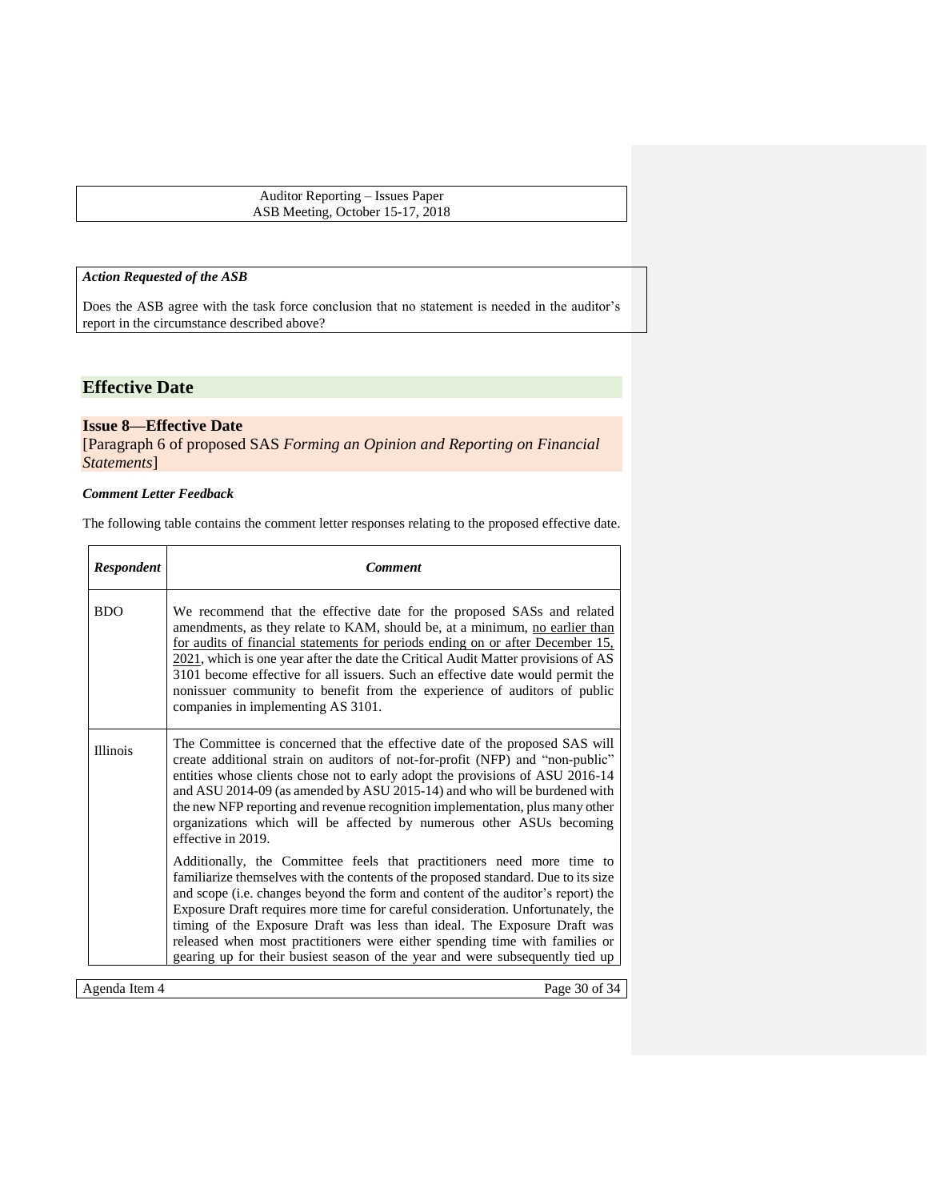*Action Requested of the ASB*

Does the ASB agree with the task force conclusion that no statement is needed in the auditor's report in the circumstance described above?

## Effective Date

### Issue 8—Effective Date

[Paragraph 6 of proposed SAS *Forming an Opinion and Reporting on Financial Statements*]

***Comment Letter Feedback***

The following table contains the comment letter responses relating to the proposed effective date.

| *Respondent* | *Comment* |
|---|---|
| BDO | We recommend that the effective date for the proposed SASs and related amendments, as they relate to KAM, should be, at a minimum, no earlier than for audits of financial statements for periods ending on or after December 15, 2021, which is one year after the date the Critical Audit Matter provisions of AS 3101 become effective for all issuers. Such an effective date would permit the nonissuer community to benefit from the experience of auditors of public companies in implementing AS 3101. |
| Illinois | The Committee is concerned that the effective date of the proposed SAS will create additional strain on auditors of not-for-profit (NFP) and "non-public" entities whose clients chose not to early adopt the provisions of ASU 2016-14 and ASU 2014-09 (as amended by ASU 2015-14) and who will be burdened with the new NFP reporting and revenue recognition implementation, plus many other organizations which will be affected by numerous other ASUs becoming effective in 2019. <br><br> Additionally, the Committee feels that practitioners need more time to familiarize themselves with the contents of the proposed standard. Due to its size and scope (i.e. changes beyond the form and content of the auditor's report) the Exposure Draft requires more time for careful consideration. Unfortunately, the timing of the Exposure Draft was less than ideal. The Exposure Draft was released when most practitioners were either spending time with families or gearing up for their busiest season of the year and were subsequently tied up |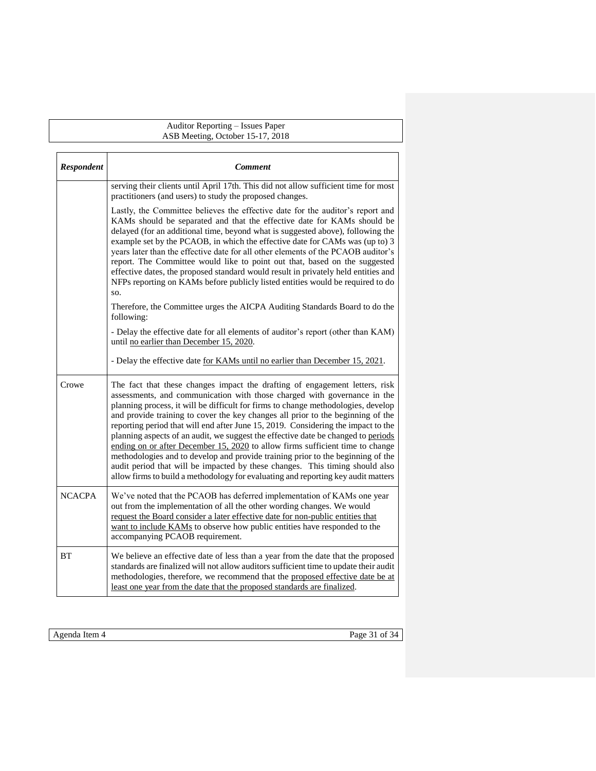| *Respondent* | *Comment* |
|---|---|
| | serving their clients until April 17th. This did not allow sufficient time for most practitioners (and users) to study the proposed changes.<br><br>Lastly, the Committee believes the effective date for the auditor's report and KAMs should be separated and that the effective date for KAMs should be delayed (for an additional time, beyond what is suggested above), following the example set by the PCAOB, in which the effective date for CAMs was (up to) 3 years later than the effective date for all other elements of the PCAOB auditor's report. The Committee would like to point out that, based on the suggested effective dates, the proposed standard would result in privately held entities and NFPs reporting on KAMs before publicly listed entities would be required to do so.<br><br>Therefore, the Committee urges the AICPA Auditing Standards Board to do the following:<br><br>- Delay the effective date for all elements of auditor's report (other than KAM) until no earlier than December 15, 2020.<br><br>- Delay the effective date for KAMs until no earlier than December 15, 2021. |
| Crowe | The fact that these changes impact the drafting of engagement letters, risk assessments, and communication with those charged with governance in the planning process, it will be difficult for firms to change methodologies, develop and provide training to cover the key changes all prior to the beginning of the reporting period that will end after June 15, 2019. Considering the impact to the planning aspects of an audit, we suggest the effective date be changed to periods ending on or after December 15, 2020 to allow firms sufficient time to change methodologies and to develop and provide training prior to the beginning of the audit period that will be impacted by these changes. This timing should also allow firms to build a methodology for evaluating and reporting key audit matters |
| NCACPA | We've noted that the PCAOB has deferred implementation of KAMs one year out from the implementation of all the other wording changes. We would request the Board consider a later effective date for non-public entities that want to include KAMs to observe how public entities have responded to the accompanying PCAOB requirement. |
| BT | We believe an effective date of less than a year from the date that the proposed standards are finalized will not allow auditors sufficient time to update their audit methodologies, therefore, we recommend that the proposed effective date be at least one year from the date that the proposed standards are finalized. |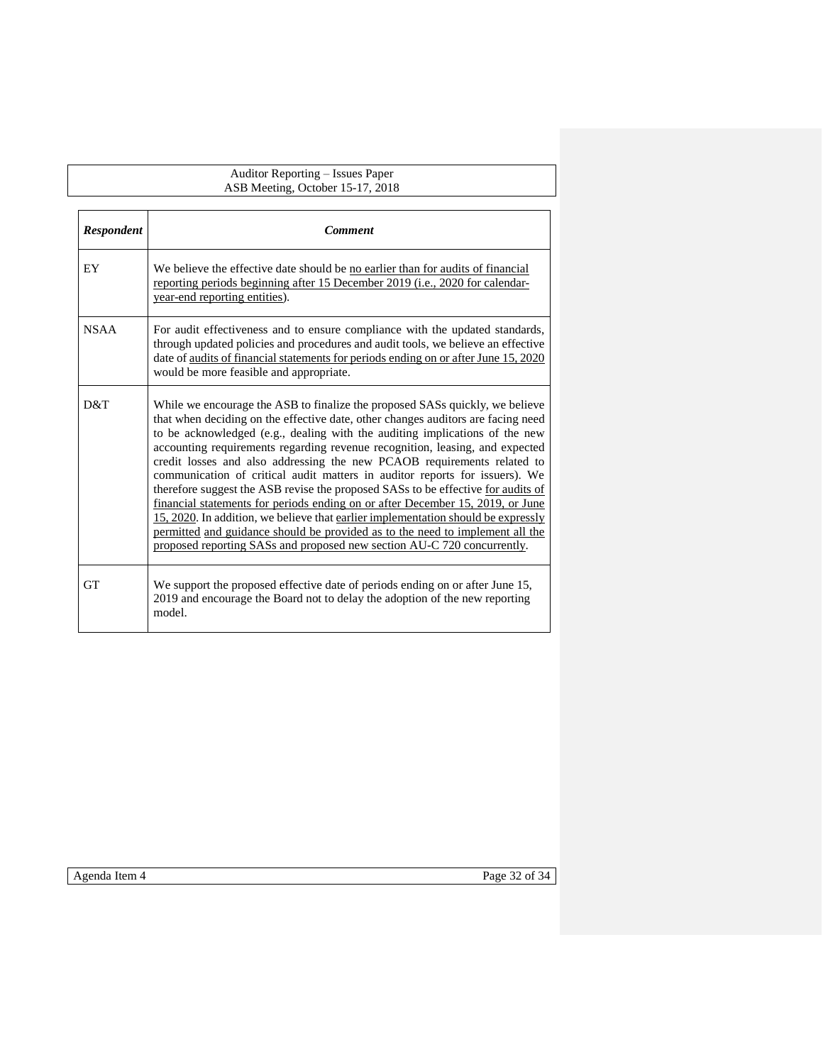| *Respondent* | *Comment* |
|---|---|
| EY | We believe the effective date should be no earlier than for audits of financial reporting periods beginning after 15 December 2019 (i.e., 2020 for calendar-year-end reporting entities). |
| NSAA | For audit effectiveness and to ensure compliance with the updated standards, through updated policies and procedures and audit tools, we believe an effective date of audits of financial statements for periods ending on or after June 15, 2020 would be more feasible and appropriate. |
| D&T | While we encourage the ASB to finalize the proposed SASs quickly, we believe that when deciding on the effective date, other changes auditors are facing need to be acknowledged (e.g., dealing with the auditing implications of the new accounting requirements regarding revenue recognition, leasing, and expected credit losses and also addressing the new PCAOB requirements related to communication of critical audit matters in auditor reports for issuers). We therefore suggest the ASB revise the proposed SASs to be effective for audits of financial statements for periods ending on or after December 15, 2019, or June 15, 2020. In addition, we believe that earlier implementation should be expressly permitted and guidance should be provided as to the need to implement all the proposed reporting SASs and proposed new section AU-C 720 concurrently. |
| GT | We support the proposed effective date of periods ending on or after June 15, 2019 and encourage the Board not to delay the adoption of the new reporting model. |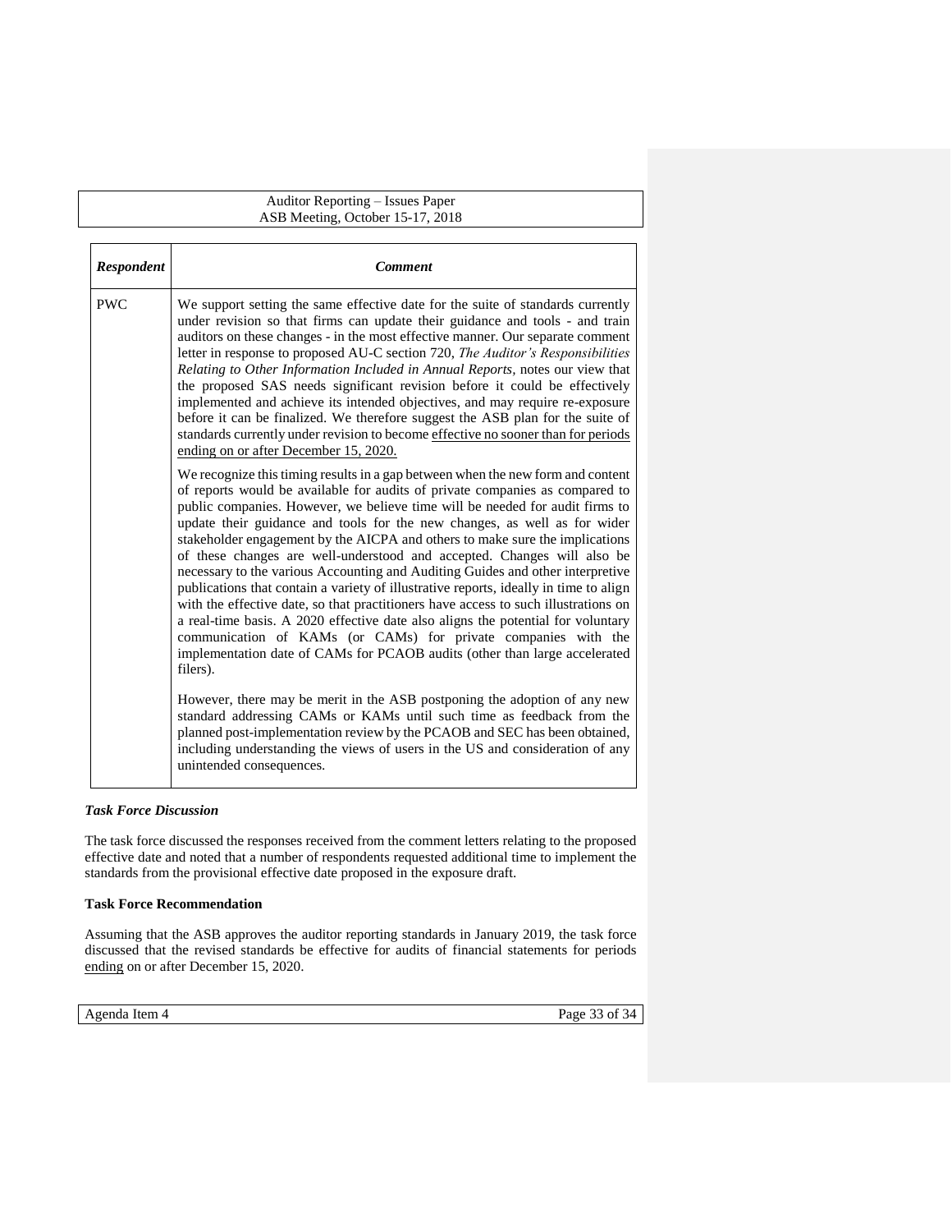| Respondent | Comment |
|---|---|
| PWC | We support setting the same effective date for the suite of standards currently under revision so that firms can update their guidance and tools - and train auditors on these changes - in the most effective manner. Our separate comment letter in response to proposed AU-C section 720, *The Auditor's Responsibilities Relating to Other Information Included in Annual Reports*, notes our view that the proposed SAS needs significant revision before it could be effectively implemented and achieve its intended objectives, and may require re-exposure before it can be finalized. We therefore suggest the ASB plan for the suite of standards currently under revision to become <u>effective no sooner than for periods ending on or after December 15, 2020.</u><br><br>We recognize this timing results in a gap between when the new form and content of reports would be available for audits of private companies as compared to public companies. However, we believe time will be needed for audit firms to update their guidance and tools for the new changes, as well as for wider stakeholder engagement by the AICPA and others to make sure the implications of these changes are well-understood and accepted. Changes will also be necessary to the various Accounting and Auditing Guides and other interpretive publications that contain a variety of illustrative reports, ideally in time to align with the effective date, so that practitioners have access to such illustrations on a real-time basis. A 2020 effective date also aligns the potential for voluntary communication of KAMs (or CAMs) for private companies with the implementation date of CAMs for PCAOB audits (other than large accelerated filers).<br><br>However, there may be merit in the ASB postponing the adoption of any new standard addressing CAMs or KAMs until such time as feedback from the planned post-implementation review by the PCAOB and SEC has been obtained, including understanding the views of users in the US and consideration of any unintended consequences. |

***Task Force Discussion***

The task force discussed the responses received from the comment letters relating to the proposed effective date and noted that a number of respondents requested additional time to implement the standards from the provisional effective date proposed in the exposure draft.

**Task Force Recommendation**

Assuming that the ASB approves the auditor reporting standards in January 2019, the task force discussed that the revised standards be effective for audits of financial statements for periods <u>ending</u> on or after December 15, 2020.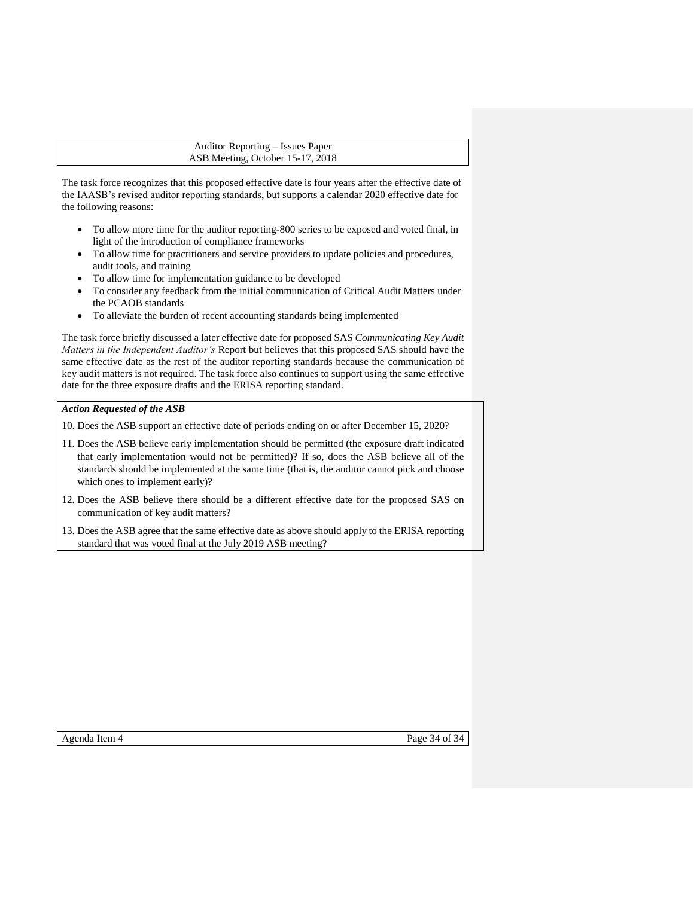The task force recognizes that this proposed effective date is four years after the effective date of the IAASB's revised auditor reporting standards, but supports a calendar 2020 effective date for the following reasons:

- To allow more time for the auditor reporting-800 series to be exposed and voted final, in light of the introduction of compliance frameworks
- To allow time for practitioners and service providers to update policies and procedures, audit tools, and training
- To allow time for implementation guidance to be developed
- To consider any feedback from the initial communication of Critical Audit Matters under the PCAOB standards
- To alleviate the burden of recent accounting standards being implemented

The task force briefly discussed a later effective date for proposed SAS *Communicating Key Audit Matters in the Independent Auditor's* Report but believes that this proposed SAS should have the same effective date as the rest of the auditor reporting standards because the communication of key audit matters is not required. The task force also continues to support using the same effective date for the three exposure drafts and the ERISA reporting standard.

***Action Requested of the ASB***

10. Does the ASB support an effective date of periods <u>ending</u> on or after December 15, 2020?
11. Does the ASB believe early implementation should be permitted (the exposure draft indicated that early implementation would not be permitted)? If so, does the ASB believe all of the standards should be implemented at the same time (that is, the auditor cannot pick and choose which ones to implement early)?
12. Does the ASB believe there should be a different effective date for the proposed SAS on communication of key audit matters?
13. Does the ASB agree that the same effective date as above should apply to the ERISA reporting standard that was voted final at the July 2019 ASB meeting?